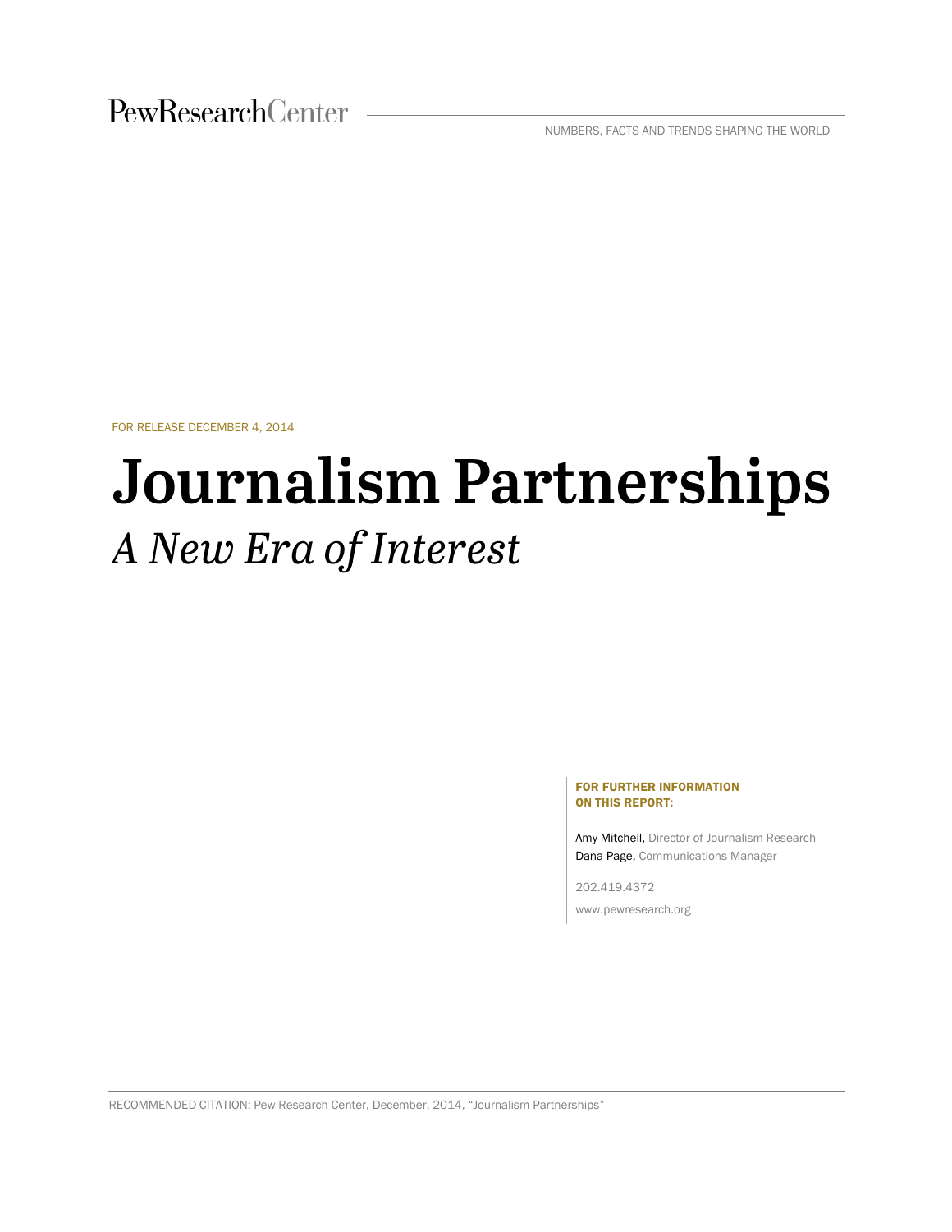FOR RELEASE DECEMBER 4, 2014

# Journalism Partnerships

## *A New Era of Interest*

**FOR FURTHER INFORMATION ON THIS REPORT:**

Amy Mitchell, Director of Journalism Research
Dana Page, Communications Manager

202.419.4372

www.pewresearch.org

RECOMMENDED CITATION: Pew Research Center, December, 2014, "Journalism Partnerships"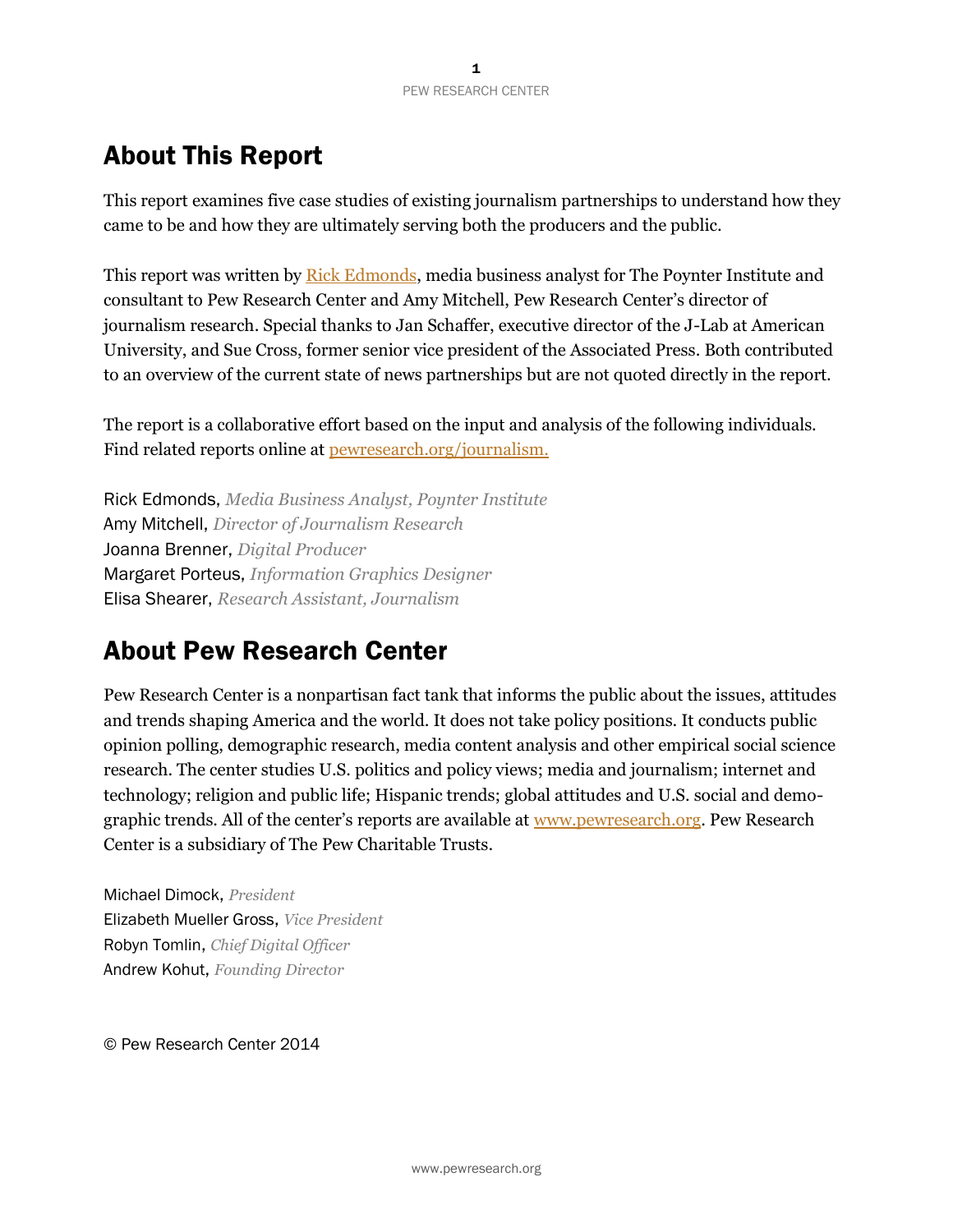# About This Report

This report examines five case studies of existing journalism partnerships to understand how they came to be and how they are ultimately serving both the producers and the public.

This report was written by [Rick Edmonds](), media business analyst for The Poynter Institute and consultant to Pew Research Center and Amy Mitchell, Pew Research Center's director of journalism research. Special thanks to Jan Schaffer, executive director of the J-Lab at American University, and Sue Cross, former senior vice president of the Associated Press. Both contributed to an overview of the current state of news partnerships but are not quoted directly in the report.

The report is a collaborative effort based on the input and analysis of the following individuals. Find related reports online at [pewresearch.org/journalism.]()

Rick Edmonds, *Media Business Analyst, Poynter Institute*
Amy Mitchell, *Director of Journalism Research*
Joanna Brenner, *Digital Producer*
Margaret Porteus, *Information Graphics Designer*
Elisa Shearer, *Research Assistant, Journalism*

# About Pew Research Center

Pew Research Center is a nonpartisan fact tank that informs the public about the issues, attitudes and trends shaping America and the world. It does not take policy positions. It conducts public opinion polling, demographic research, media content analysis and other empirical social science research. The center studies U.S. politics and policy views; media and journalism; internet and technology; religion and public life; Hispanic trends; global attitudes and U.S. social and demographic trends. All of the center's reports are available at [www.pewresearch.org](). Pew Research Center is a subsidiary of The Pew Charitable Trusts.

Michael Dimock, *President*
Elizabeth Mueller Gross, *Vice President*
Robyn Tomlin, *Chief Digital Officer*
Andrew Kohut, *Founding Director*

© Pew Research Center 2014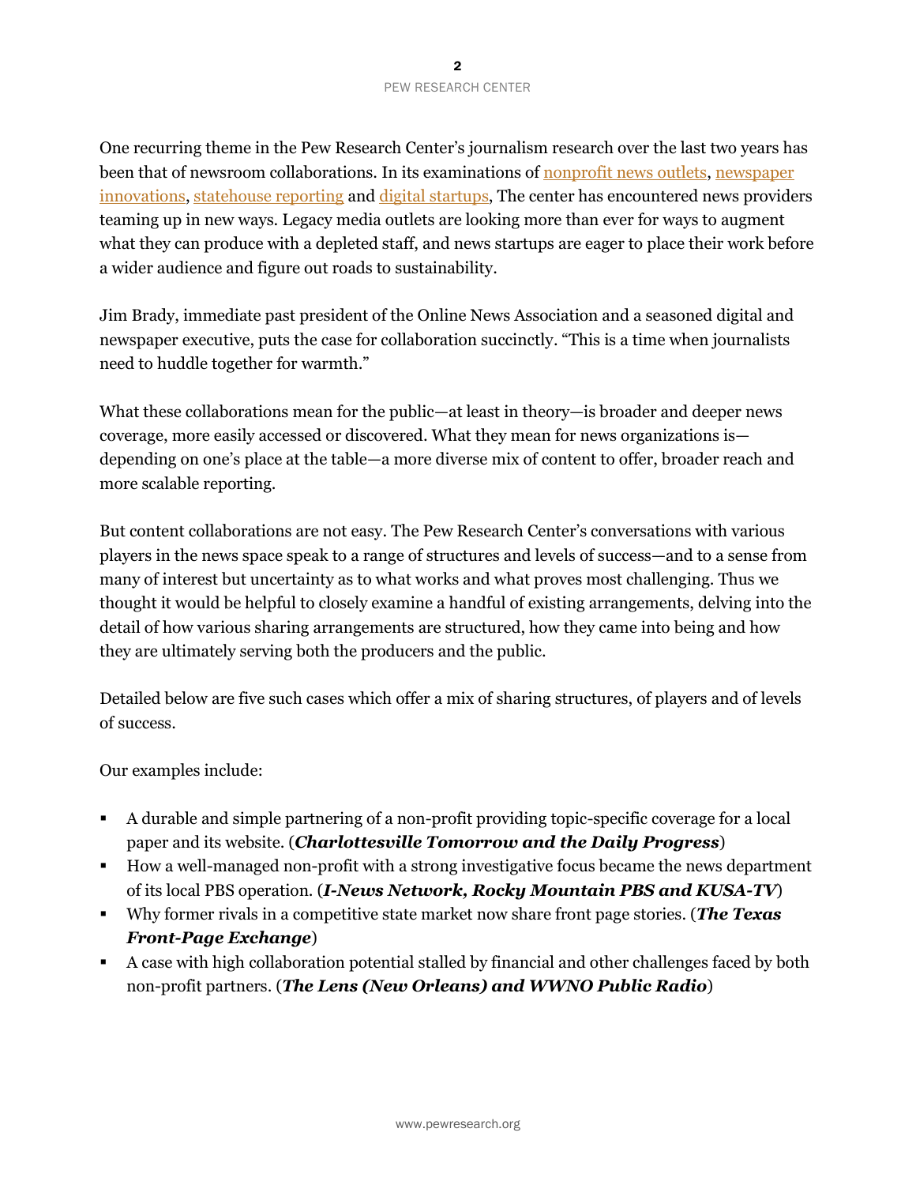One recurring theme in the Pew Research Center's journalism research over the last two years has been that of newsroom collaborations. In its examinations of nonprofit news outlets, newspaper innovations, statehouse reporting and digital startups, The center has encountered news providers teaming up in new ways. Legacy media outlets are looking more than ever for ways to augment what they can produce with a depleted staff, and news startups are eager to place their work before a wider audience and figure out roads to sustainability.

Jim Brady, immediate past president of the Online News Association and a seasoned digital and newspaper executive, puts the case for collaboration succinctly. "This is a time when journalists need to huddle together for warmth."

What these collaborations mean for the public—at least in theory—is broader and deeper news coverage, more easily accessed or discovered. What they mean for news organizations is—depending on one's place at the table—a more diverse mix of content to offer, broader reach and more scalable reporting.

But content collaborations are not easy. The Pew Research Center's conversations with various players in the news space speak to a range of structures and levels of success—and to a sense from many of interest but uncertainty as to what works and what proves most challenging. Thus we thought it would be helpful to closely examine a handful of existing arrangements, delving into the detail of how various sharing arrangements are structured, how they came into being and how they are ultimately serving both the producers and the public.

Detailed below are five such cases which offer a mix of sharing structures, of players and of levels of success.

Our examples include:

- A durable and simple partnering of a non-profit providing topic-specific coverage for a local paper and its website. (***Charlottesville Tomorrow and the Daily Progress***)
- How a well-managed non-profit with a strong investigative focus became the news department of its local PBS operation. (***I-News Network, Rocky Mountain PBS and KUSA-TV***)
- Why former rivals in a competitive state market now share front page stories. (***The Texas Front-Page Exchange***)
- A case with high collaboration potential stalled by financial and other challenges faced by both non-profit partners. (***The Lens (New Orleans) and WWNO Public Radio***)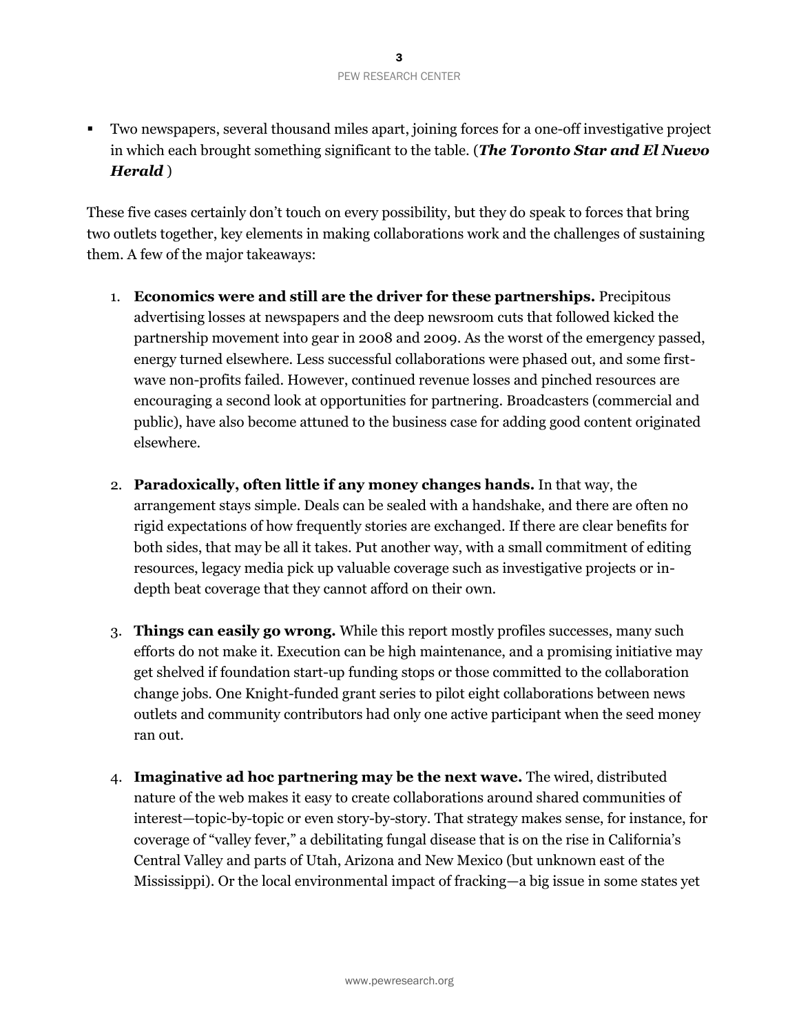- Two newspapers, several thousand miles apart, joining forces for a one-off investigative project in which each brought something significant to the table. (***The Toronto Star and El Nuevo Herald*** )

These five cases certainly don't touch on every possibility, but they do speak to forces that bring two outlets together, key elements in making collaborations work and the challenges of sustaining them. A few of the major takeaways:

1. **Economics were and still are the driver for these partnerships.** Precipitous advertising losses at newspapers and the deep newsroom cuts that followed kicked the partnership movement into gear in 2008 and 2009. As the worst of the emergency passed, energy turned elsewhere. Less successful collaborations were phased out, and some first-wave non-profits failed. However, continued revenue losses and pinched resources are encouraging a second look at opportunities for partnering. Broadcasters (commercial and public), have also become attuned to the business case for adding good content originated elsewhere.

2. **Paradoxically, often little if any money changes hands.** In that way, the arrangement stays simple. Deals can be sealed with a handshake, and there are often no rigid expectations of how frequently stories are exchanged. If there are clear benefits for both sides, that may be all it takes. Put another way, with a small commitment of editing resources, legacy media pick up valuable coverage such as investigative projects or in-depth beat coverage that they cannot afford on their own.

3. **Things can easily go wrong.** While this report mostly profiles successes, many such efforts do not make it. Execution can be high maintenance, and a promising initiative may get shelved if foundation start-up funding stops or those committed to the collaboration change jobs. One Knight-funded grant series to pilot eight collaborations between news outlets and community contributors had only one active participant when the seed money ran out.

4. **Imaginative ad hoc partnering may be the next wave.** The wired, distributed nature of the web makes it easy to create collaborations around shared communities of interest—topic-by-topic or even story-by-story. That strategy makes sense, for instance, for coverage of "valley fever," a debilitating fungal disease that is on the rise in California's Central Valley and parts of Utah, Arizona and New Mexico (but unknown east of the Mississippi). Or the local environmental impact of fracking—a big issue in some states yet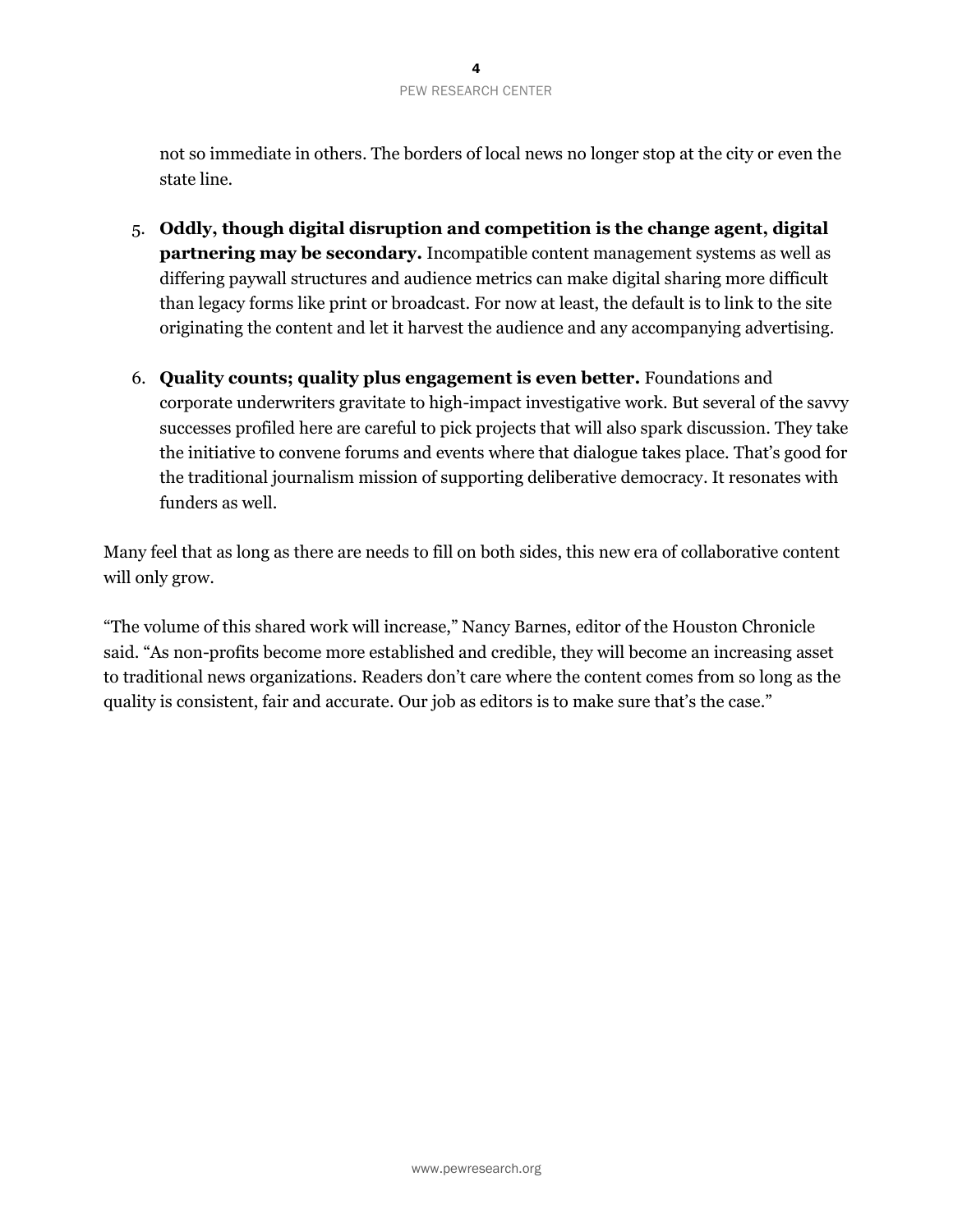not so immediate in others. The borders of local news no longer stop at the city or even the state line.

5. **Oddly, though digital disruption and competition is the change agent, digital partnering may be secondary.** Incompatible content management systems as well as differing paywall structures and audience metrics can make digital sharing more difficult than legacy forms like print or broadcast. For now at least, the default is to link to the site originating the content and let it harvest the audience and any accompanying advertising.

6. **Quality counts; quality plus engagement is even better.** Foundations and corporate underwriters gravitate to high-impact investigative work. But several of the savvy successes profiled here are careful to pick projects that will also spark discussion. They take the initiative to convene forums and events where that dialogue takes place. That's good for the traditional journalism mission of supporting deliberative democracy. It resonates with funders as well.

Many feel that as long as there are needs to fill on both sides, this new era of collaborative content will only grow.

"The volume of this shared work will increase," Nancy Barnes, editor of the Houston Chronicle said. "As non-profits become more established and credible, they will become an increasing asset to traditional news organizations. Readers don't care where the content comes from so long as the quality is consistent, fair and accurate. Our job as editors is to make sure that's the case."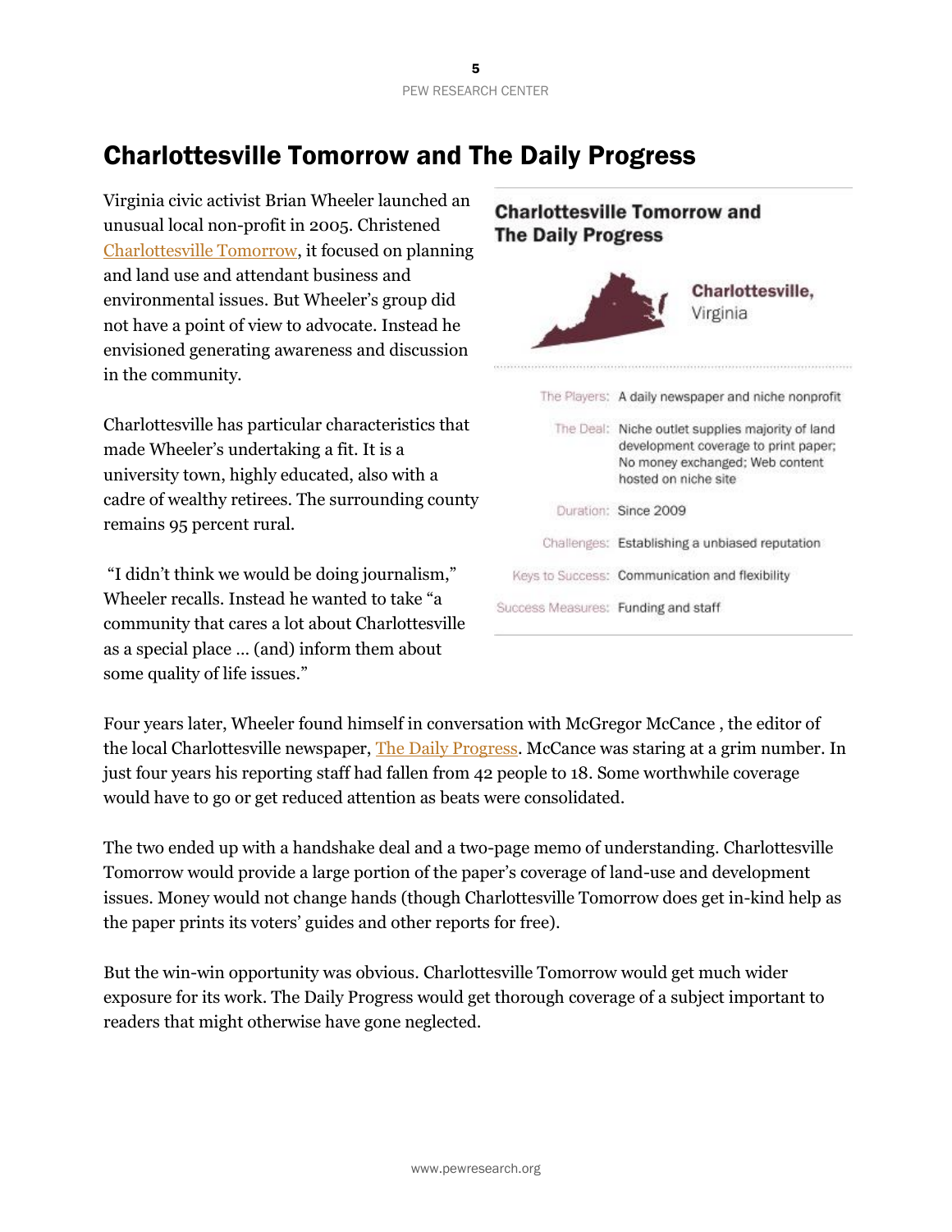# Charlottesville Tomorrow and The Daily Progress

Virginia civic activist Brian Wheeler launched an unusual local non-profit in 2005. Christened Charlottesville Tomorrow, it focused on planning and land use and attendant business and environmental issues. But Wheeler's group did not have a point of view to advocate. Instead he envisioned generating awareness and discussion in the community.

Charlottesville has particular characteristics that made Wheeler's undertaking a fit. It is a university town, highly educated, also with a cadre of wealthy retirees. The surrounding county remains 95 percent rural.

"I didn't think we would be doing journalism," Wheeler recalls. Instead he wanted to take "a community that cares a lot about Charlottesville as a special place … (and) inform them about some quality of life issues."

**Charlottesville Tomorrow and The Daily Progress**

**Charlottesville,** Virginia

| | |
|---|---|
| The Players: | A daily newspaper and niche nonprofit |
| The Deal: | Niche outlet supplies majority of land development coverage to print paper; No money exchanged; Web content hosted on niche site |
| Duration: | Since 2009 |
| Challenges: | Establishing a unbiased reputation |
| Keys to Success: | Communication and flexibility |
| Success Measures: | Funding and staff |

Four years later, Wheeler found himself in conversation with McGregor McCance , the editor of the local Charlottesville newspaper, The Daily Progress. McCance was staring at a grim number. In just four years his reporting staff had fallen from 42 people to 18. Some worthwhile coverage would have to go or get reduced attention as beats were consolidated.

The two ended up with a handshake deal and a two-page memo of understanding. Charlottesville Tomorrow would provide a large portion of the paper's coverage of land-use and development issues. Money would not change hands (though Charlottesville Tomorrow does get in-kind help as the paper prints its voters' guides and other reports for free).

But the win-win opportunity was obvious. Charlottesville Tomorrow would get much wider exposure for its work. The Daily Progress would get thorough coverage of a subject important to readers that might otherwise have gone neglected.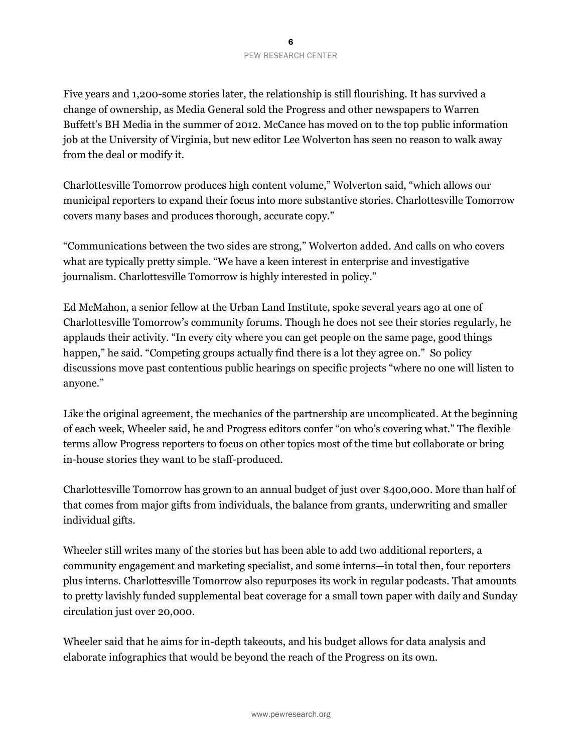Five years and 1,200-some stories later, the relationship is still flourishing. It has survived a change of ownership, as Media General sold the Progress and other newspapers to Warren Buffett's BH Media in the summer of 2012. McCance has moved on to the top public information job at the University of Virginia, but new editor Lee Wolverton has seen no reason to walk away from the deal or modify it.

Charlottesville Tomorrow produces high content volume," Wolverton said, "which allows our municipal reporters to expand their focus into more substantive stories. Charlottesville Tomorrow covers many bases and produces thorough, accurate copy."

"Communications between the two sides are strong," Wolverton added. And calls on who covers what are typically pretty simple. "We have a keen interest in enterprise and investigative journalism. Charlottesville Tomorrow is highly interested in policy."

Ed McMahon, a senior fellow at the Urban Land Institute, spoke several years ago at one of Charlottesville Tomorrow's community forums. Though he does not see their stories regularly, he applauds their activity. "In every city where you can get people on the same page, good things happen," he said. "Competing groups actually find there is a lot they agree on." So policy discussions move past contentious public hearings on specific projects "where no one will listen to anyone."

Like the original agreement, the mechanics of the partnership are uncomplicated. At the beginning of each week, Wheeler said, he and Progress editors confer "on who's covering what." The flexible terms allow Progress reporters to focus on other topics most of the time but collaborate or bring in-house stories they want to be staff-produced.

Charlottesville Tomorrow has grown to an annual budget of just over $400,000. More than half of that comes from major gifts from individuals, the balance from grants, underwriting and smaller individual gifts.

Wheeler still writes many of the stories but has been able to add two additional reporters, a community engagement and marketing specialist, and some interns—in total then, four reporters plus interns. Charlottesville Tomorrow also repurposes its work in regular podcasts. That amounts to pretty lavishly funded supplemental beat coverage for a small town paper with daily and Sunday circulation just over 20,000.

Wheeler said that he aims for in-depth takeouts, and his budget allows for data analysis and elaborate infographics that would be beyond the reach of the Progress on its own.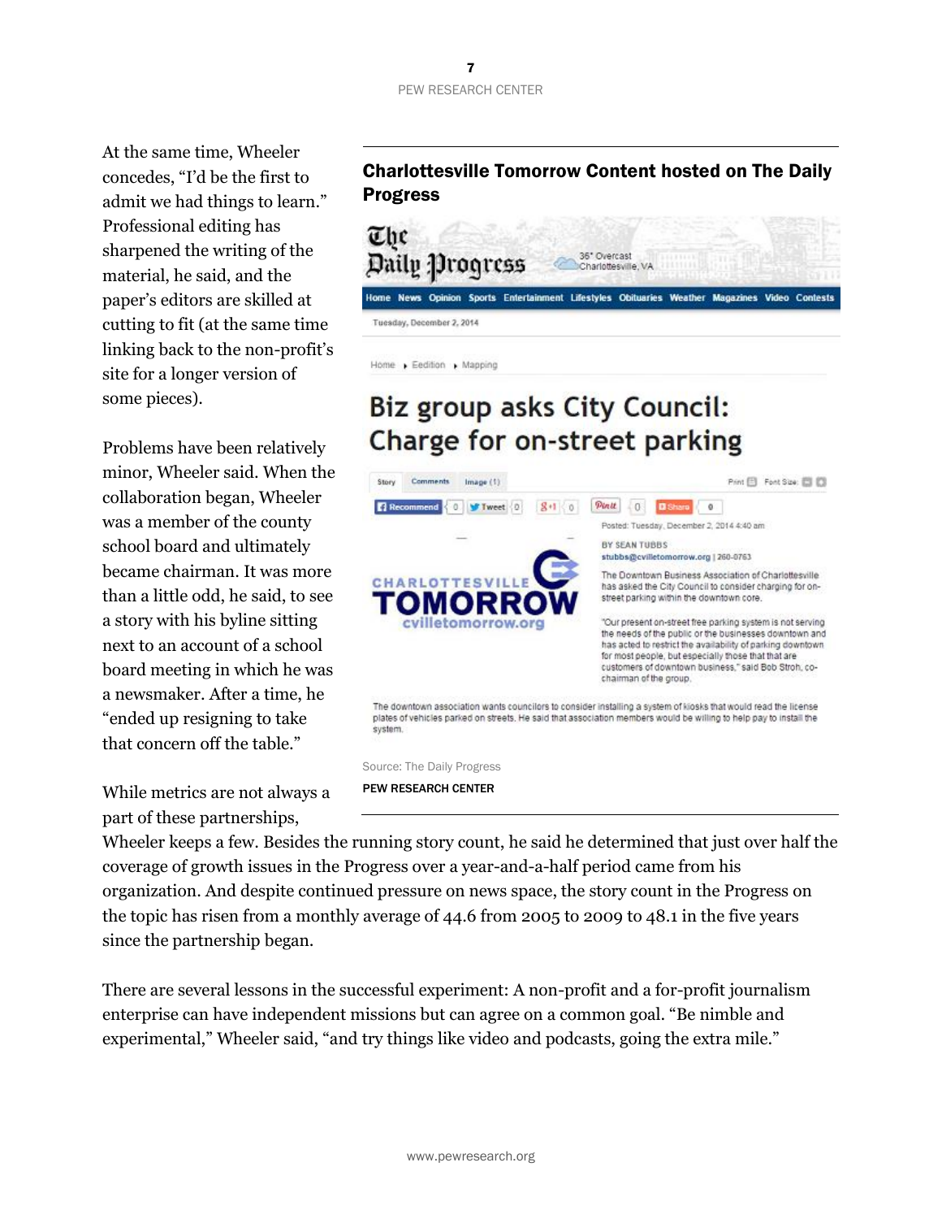At the same time, Wheeler concedes, "I'd be the first to admit we had things to learn." Professional editing has sharpened the writing of the material, he said, and the paper's editors are skilled at cutting to fit (at the same time linking back to the non-profit's site for a longer version of some pieces).

Problems have been relatively minor, Wheeler said. When the collaboration began, Wheeler was a member of the county school board and ultimately became chairman. It was more than a little odd, he said, to see a story with his byline sitting next to an account of a school board meeting in which he was a newsmaker. After a time, he "ended up resigning to take that concern off the table."

**Charlottesville Tomorrow Content hosted on The Daily Progress**

Source: The Daily Progress

PEW RESEARCH CENTER

While metrics are not always a part of these partnerships, Wheeler keeps a few. Besides the running story count, he said he determined that just over half the coverage of growth issues in the Progress over a year-and-a-half period came from his organization. And despite continued pressure on news space, the story count in the Progress on the topic has risen from a monthly average of 44.6 from 2005 to 2009 to 48.1 in the five years since the partnership began.

There are several lessons in the successful experiment: A non-profit and a for-profit journalism enterprise can have independent missions but can agree on a common goal. "Be nimble and experimental," Wheeler said, "and try things like video and podcasts, going the extra mile."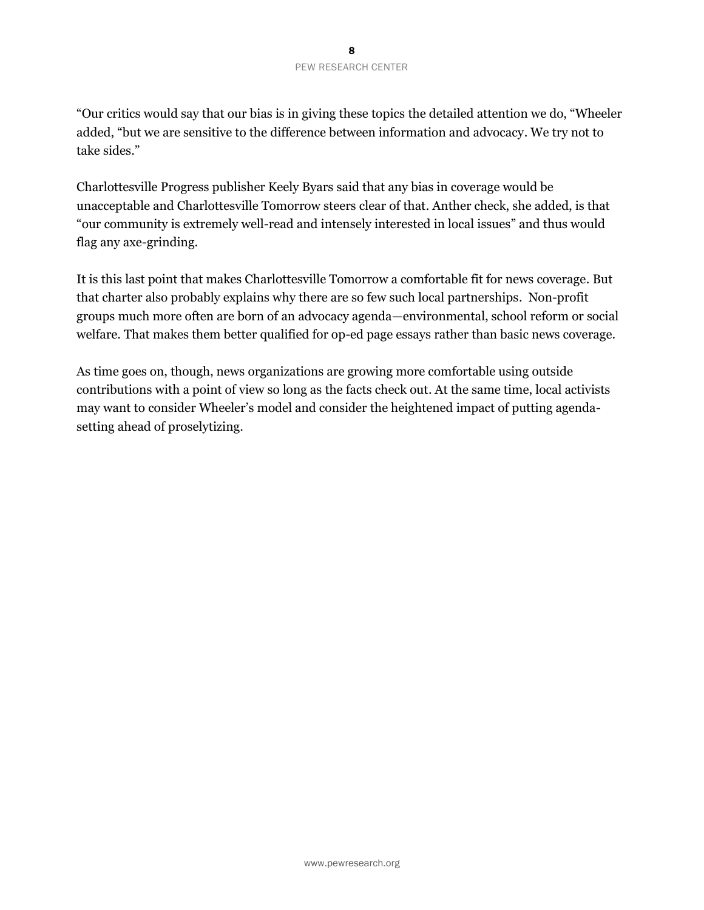“Our critics would say that our bias is in giving these topics the detailed attention we do, “Wheeler added, “but we are sensitive to the difference between information and advocacy. We try not to take sides.”

Charlottesville Progress publisher Keely Byars said that any bias in coverage would be unacceptable and Charlottesville Tomorrow steers clear of that. Anther check, she added, is that “our community is extremely well-read and intensely interested in local issues” and thus would flag any axe-grinding.

It is this last point that makes Charlottesville Tomorrow a comfortable fit for news coverage. But that charter also probably explains why there are so few such local partnerships. Non-profit groups much more often are born of an advocacy agenda—environmental, school reform or social welfare. That makes them better qualified for op-ed page essays rather than basic news coverage.

As time goes on, though, news organizations are growing more comfortable using outside contributions with a point of view so long as the facts check out. At the same time, local activists may want to consider Wheeler’s model and consider the heightened impact of putting agenda-setting ahead of proselytizing.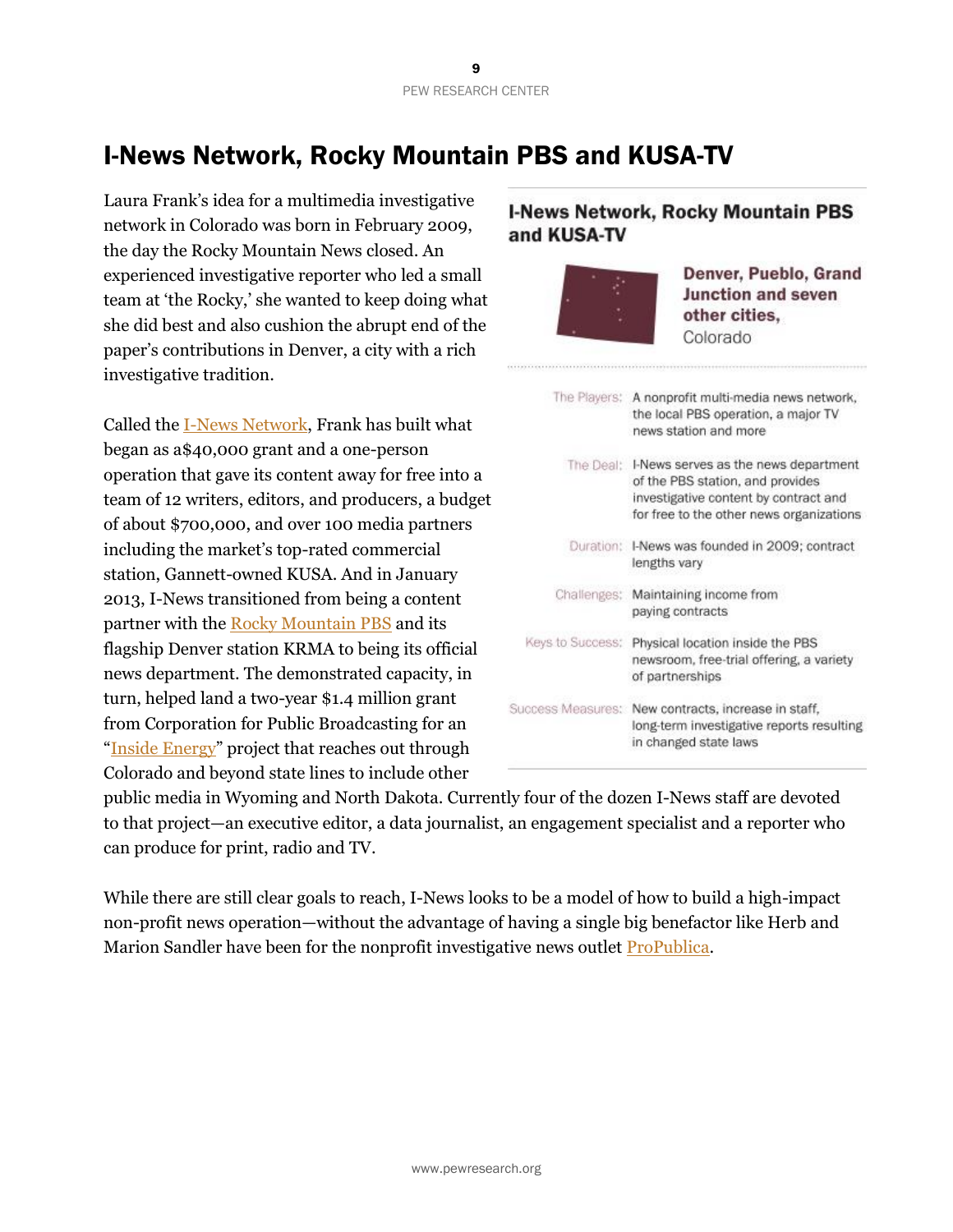# I-News Network, Rocky Mountain PBS and KUSA-TV

Laura Frank's idea for a multimedia investigative network in Colorado was born in February 2009, the day the Rocky Mountain News closed. An experienced investigative reporter who led a small team at 'the Rocky,' she wanted to keep doing what she did best and also cushion the abrupt end of the paper's contributions in Denver, a city with a rich investigative tradition.

Called the I-News Network, Frank has built what began as a$40,000 grant and a one-person operation that gave its content away for free into a team of 12 writers, editors, and producers, a budget of about $700,000, and over 100 media partners including the market's top-rated commercial station, Gannett-owned KUSA. And in January 2013, I-News transitioned from being a content partner with the Rocky Mountain PBS and its flagship Denver station KRMA to being its official news department. The demonstrated capacity, in turn, helped land a two-year $1.4 million grant from Corporation for Public Broadcasting for an "Inside Energy" project that reaches out through Colorado and beyond state lines to include other public media in Wyoming and North Dakota. Currently four of the dozen I-News staff are devoted to that project—an executive editor, a data journalist, an engagement specialist and a reporter who can produce for print, radio and TV.

While there are still clear goals to reach, I-News looks to be a model of how to build a high-impact non-profit news operation—without the advantage of having a single big benefactor like Herb and Marion Sandler have been for the nonprofit investigative news outlet ProPublica.

## I-News Network, Rocky Mountain PBS and KUSA-TV

**Denver, Pueblo, Grand Junction and seven other cities,** Colorado

| | |
|---|---|
| The Players: | A nonprofit multi-media news network, the local PBS operation, a major TV news station and more |
| The Deal: | I-News serves as the news department of the PBS station, and provides investigative content by contract and for free to the other news organizations |
| Duration: | I-News was founded in 2009; contract lengths vary |
| Challenges: | Maintaining income from paying contracts |
| Keys to Success: | Physical location inside the PBS newsroom, free-trial offering, a variety of partnerships |
| Success Measures: | New contracts, increase in staff, long-term investigative reports resulting in changed state laws |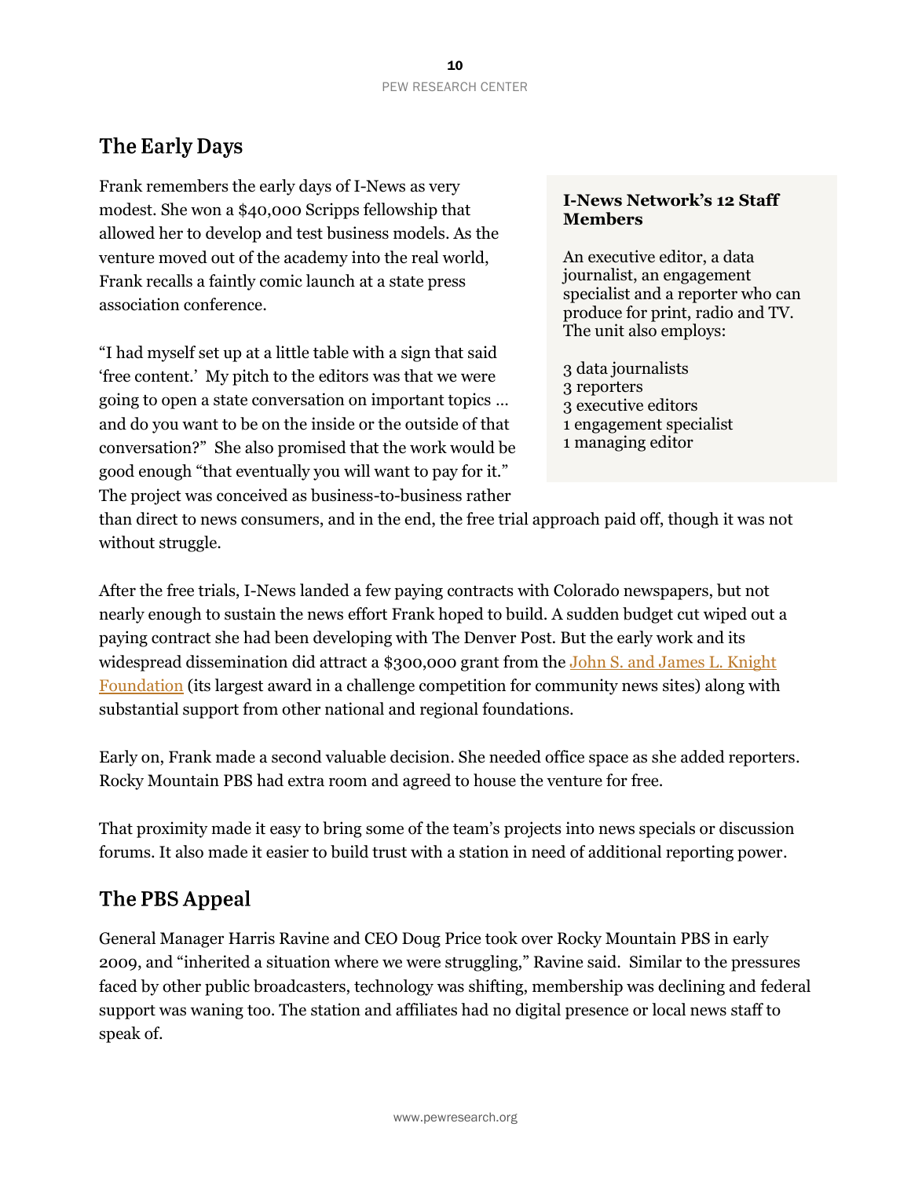## The Early Days

Frank remembers the early days of I-News as very modest. She won a $40,000 Scripps fellowship that allowed her to develop and test business models. As the venture moved out of the academy into the real world, Frank recalls a faintly comic launch at a state press association conference.

"I had myself set up at a little table with a sign that said 'free content.' My pitch to the editors was that we were going to open a state conversation on important topics … and do you want to be on the inside or the outside of that conversation?" She also promised that the work would be good enough "that eventually you will want to pay for it." The project was conceived as business-to-business rather than direct to news consumers, and in the end, the free trial approach paid off, though it was not without struggle.

> **I-News Network's 12 Staff Members**
>
> An executive editor, a data journalist, an engagement specialist and a reporter who can produce for print, radio and TV. The unit also employs:
>
> 3 data journalists
> 3 reporters
> 3 executive editors
> 1 engagement specialist
> 1 managing editor

After the free trials, I-News landed a few paying contracts with Colorado newspapers, but not nearly enough to sustain the news effort Frank hoped to build. A sudden budget cut wiped out a paying contract she had been developing with The Denver Post. But the early work and its widespread dissemination did attract a $300,000 grant from the John S. and James L. Knight Foundation (its largest award in a challenge competition for community news sites) along with substantial support from other national and regional foundations.

Early on, Frank made a second valuable decision. She needed office space as she added reporters. Rocky Mountain PBS had extra room and agreed to house the venture for free.

That proximity made it easy to bring some of the team's projects into news specials or discussion forums. It also made it easier to build trust with a station in need of additional reporting power.

## The PBS Appeal

General Manager Harris Ravine and CEO Doug Price took over Rocky Mountain PBS in early 2009, and "inherited a situation where we were struggling," Ravine said. Similar to the pressures faced by other public broadcasters, technology was shifting, membership was declining and federal support was waning too. The station and affiliates had no digital presence or local news staff to speak of.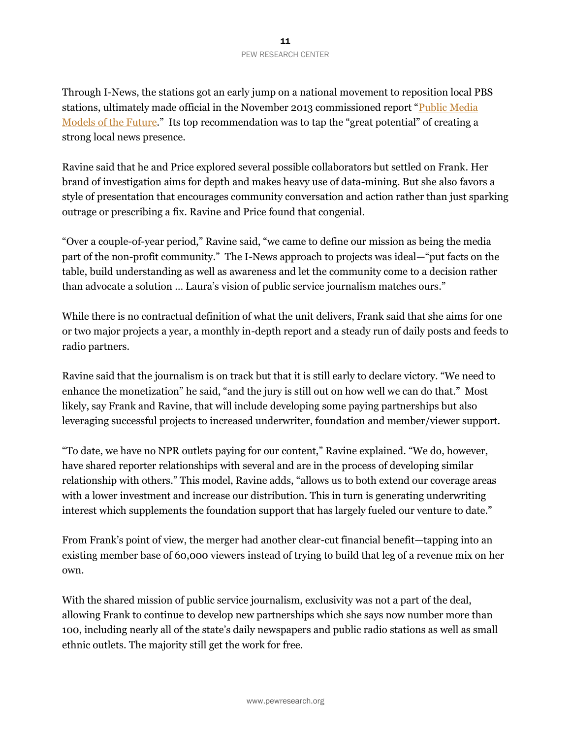Through I-News, the stations got an early jump on a national movement to reposition local PBS stations, ultimately made official in the November 2013 commissioned report "[Public Media Models of the Future](#)." Its top recommendation was to tap the "great potential" of creating a strong local news presence.

Ravine said that he and Price explored several possible collaborators but settled on Frank. Her brand of investigation aims for depth and makes heavy use of data-mining. But she also favors a style of presentation that encourages community conversation and action rather than just sparking outrage or prescribing a fix. Ravine and Price found that congenial.

"Over a couple-of-year period," Ravine said, "we came to define our mission as being the media part of the non-profit community." The I-News approach to projects was ideal—"put facts on the table, build understanding as well as awareness and let the community come to a decision rather than advocate a solution … Laura's vision of public service journalism matches ours."

While there is no contractual definition of what the unit delivers, Frank said that she aims for one or two major projects a year, a monthly in-depth report and a steady run of daily posts and feeds to radio partners.

Ravine said that the journalism is on track but that it is still early to declare victory. "We need to enhance the monetization" he said, "and the jury is still out on how well we can do that." Most likely, say Frank and Ravine, that will include developing some paying partnerships but also leveraging successful projects to increased underwriter, foundation and member/viewer support.

"To date, we have no NPR outlets paying for our content," Ravine explained. "We do, however, have shared reporter relationships with several and are in the process of developing similar relationship with others." This model, Ravine adds, "allows us to both extend our coverage areas with a lower investment and increase our distribution. This in turn is generating underwriting interest which supplements the foundation support that has largely fueled our venture to date."

From Frank's point of view, the merger had another clear-cut financial benefit—tapping into an existing member base of 60,000 viewers instead of trying to build that leg of a revenue mix on her own.

With the shared mission of public service journalism, exclusivity was not a part of the deal, allowing Frank to continue to develop new partnerships which she says now number more than 100, including nearly all of the state's daily newspapers and public radio stations as well as small ethnic outlets. The majority still get the work for free.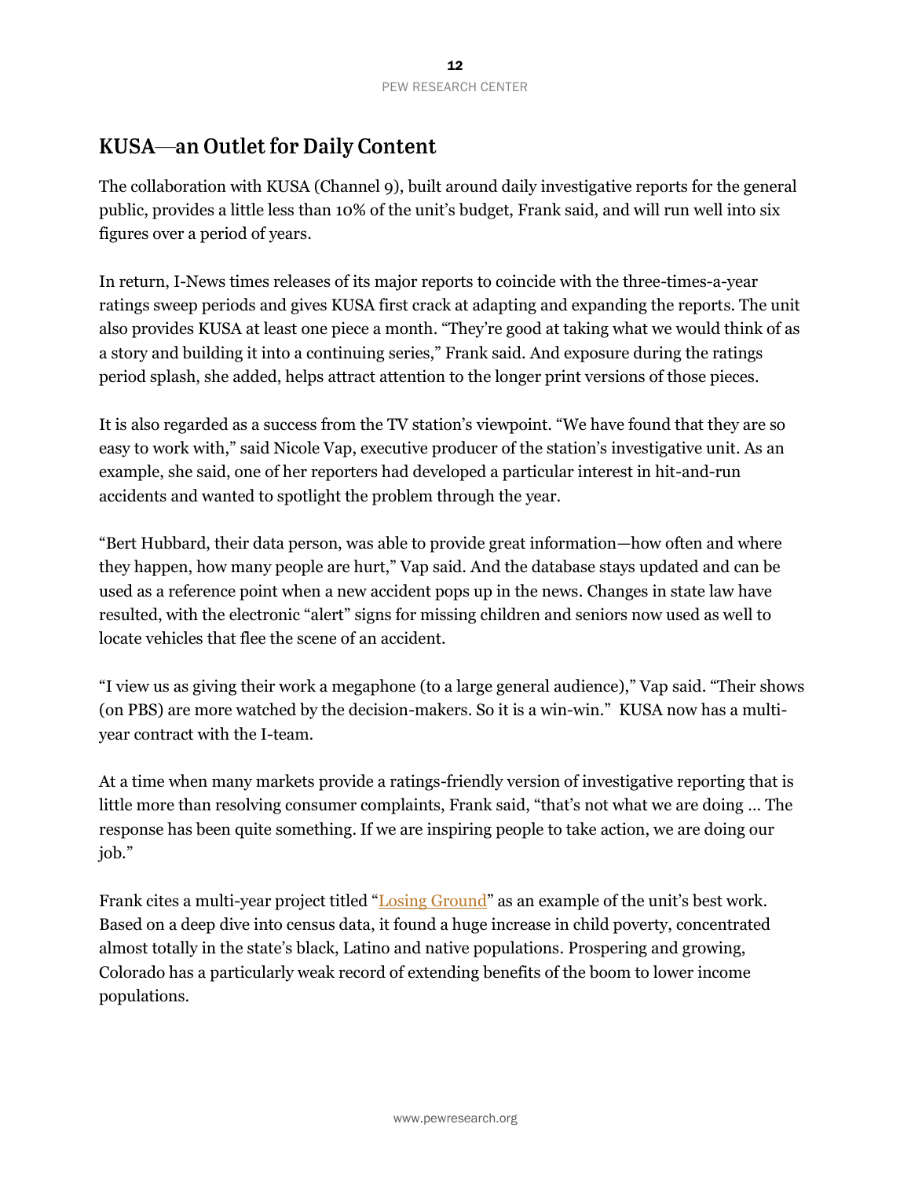## KUSA—an Outlet for Daily Content

The collaboration with KUSA (Channel 9), built around daily investigative reports for the general public, provides a little less than 10% of the unit's budget, Frank said, and will run well into six figures over a period of years.

In return, I-News times releases of its major reports to coincide with the three-times-a-year ratings sweep periods and gives KUSA first crack at adapting and expanding the reports. The unit also provides KUSA at least one piece a month. "They're good at taking what we would think of as a story and building it into a continuing series," Frank said. And exposure during the ratings period splash, she added, helps attract attention to the longer print versions of those pieces.

It is also regarded as a success from the TV station's viewpoint. "We have found that they are so easy to work with," said Nicole Vap, executive producer of the station's investigative unit. As an example, she said, one of her reporters had developed a particular interest in hit-and-run accidents and wanted to spotlight the problem through the year.

"Bert Hubbard, their data person, was able to provide great information—how often and where they happen, how many people are hurt," Vap said. And the database stays updated and can be used as a reference point when a new accident pops up in the news. Changes in state law have resulted, with the electronic "alert" signs for missing children and seniors now used as well to locate vehicles that flee the scene of an accident.

"I view us as giving their work a megaphone (to a large general audience)," Vap said. "Their shows (on PBS) are more watched by the decision-makers. So it is a win-win." KUSA now has a multi-year contract with the I-team.

At a time when many markets provide a ratings-friendly version of investigative reporting that is little more than resolving consumer complaints, Frank said, "that's not what we are doing … The response has been quite something. If we are inspiring people to take action, we are doing our job."

Frank cites a multi-year project titled "Losing Ground" as an example of the unit's best work. Based on a deep dive into census data, it found a huge increase in child poverty, concentrated almost totally in the state's black, Latino and native populations. Prospering and growing, Colorado has a particularly weak record of extending benefits of the boom to lower income populations.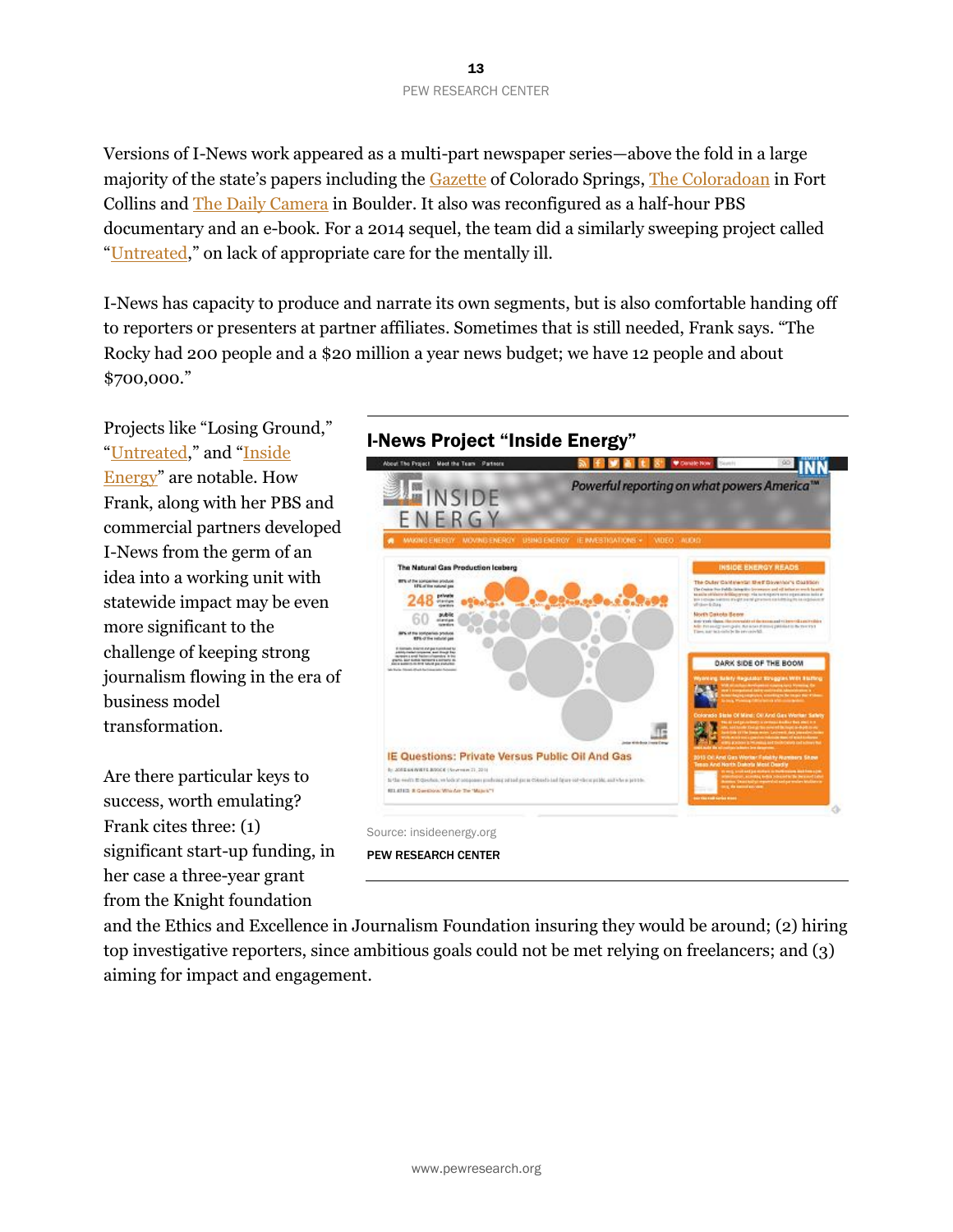Versions of I-News work appeared as a multi-part newspaper series—above the fold in a large majority of the state's papers including the Gazette of Colorado Springs, The Coloradoan in Fort Collins and The Daily Camera in Boulder. It also was reconfigured as a half-hour PBS documentary and an e-book. For a 2014 sequel, the team did a similarly sweeping project called "Untreated," on lack of appropriate care for the mentally ill.

I-News has capacity to produce and narrate its own segments, but is also comfortable handing off to reporters or presenters at partner affiliates. Sometimes that is still needed, Frank says. "The Rocky had 200 people and a $20 million a year news budget; we have 12 people and about $700,000."

Projects like "Losing Ground," "Untreated," and "Inside Energy" are notable. How Frank, along with her PBS and commercial partners developed I-News from the germ of an idea into a working unit with statewide impact may be even more significant to the challenge of keeping strong journalism flowing in the era of business model transformation.

**I-News Project "Inside Energy"**

Source: insideenergy.org

PEW RESEARCH CENTER

Are there particular keys to success, worth emulating? Frank cites three: (1) significant start-up funding, in her case a three-year grant from the Knight foundation and the Ethics and Excellence in Journalism Foundation insuring they would be around; (2) hiring top investigative reporters, since ambitious goals could not be met relying on freelancers; and (3) aiming for impact and engagement.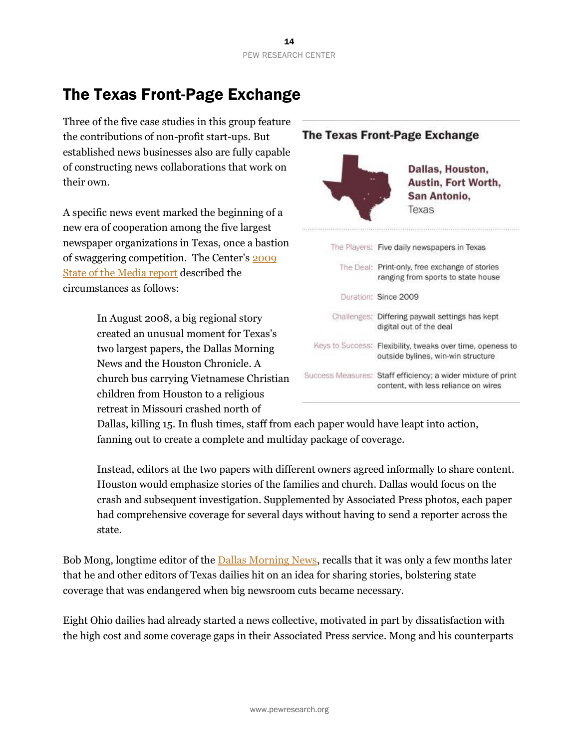## The Texas Front-Page Exchange

Three of the five case studies in this group feature the contributions of non-profit start-ups. But established news businesses also are fully capable of constructing news collaborations that work on their own.

**The Texas Front-Page Exchange**

**Dallas, Houston, Austin, Fort Worth, San Antonio,** Texas

| | |
|---|---|
| The Players: | Five daily newspapers in Texas |
| The Deal: | Print-only, free exchange of stories ranging from sports to state house |
| Duration: | Since 2009 |
| Challenges: | Differing paywall settings has kept digital out of the deal |
| Keys to Success: | Flexibility, tweaks over time, openess to outside bylines, win-win structure |
| Success Measures: | Staff efficiency; a wider mixture of print content, with less reliance on wires |

A specific news event marked the beginning of a new era of cooperation among the five largest newspaper organizations in Texas, once a bastion of swaggering competition. The Center's 2009 State of the Media report described the circumstances as follows:

> In August 2008, a big regional story created an unusual moment for Texas's two largest papers, the Dallas Morning News and the Houston Chronicle. A church bus carrying Vietnamese Christian children from Houston to a religious retreat in Missouri crashed north of Dallas, killing 15. In flush times, staff from each paper would have leapt into action, fanning out to create a complete and multiday package of coverage.
>
> Instead, editors at the two papers with different owners agreed informally to share content. Houston would emphasize stories of the families and church. Dallas would focus on the crash and subsequent investigation. Supplemented by Associated Press photos, each paper had comprehensive coverage for several days without having to send a reporter across the state.

Bob Mong, longtime editor of the Dallas Morning News, recalls that it was only a few months later that he and other editors of Texas dailies hit on an idea for sharing stories, bolstering state coverage that was endangered when big newsroom cuts became necessary.

Eight Ohio dailies had already started a news collective, motivated in part by dissatisfaction with the high cost and some coverage gaps in their Associated Press service. Mong and his counterparts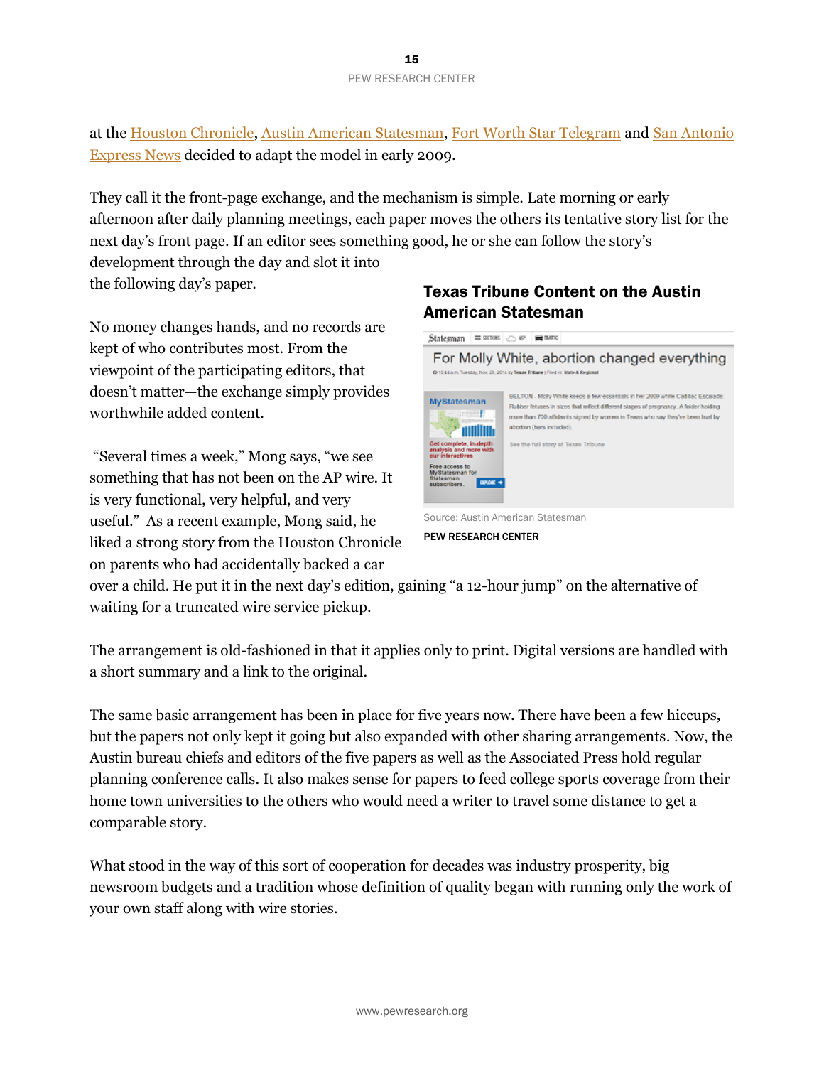at the Houston Chronicle, Austin American Statesman, Fort Worth Star Telegram and San Antonio Express News decided to adapt the model in early 2009.

They call it the front-page exchange, and the mechanism is simple. Late morning or early afternoon after daily planning meetings, each paper moves the others its tentative story list for the next day's front page. If an editor sees something good, he or she can follow the story's development through the day and slot it into the following day's paper.

No money changes hands, and no records are kept of who contributes most. From the viewpoint of the participating editors, that doesn't matter—the exchange simply provides worthwhile added content.

"Several times a week," Mong says, "we see something that has not been on the AP wire. It is very functional, very helpful, and very useful." As a recent example, Mong said, he liked a strong story from the Houston Chronicle on parents who had accidentally backed a car over a child. He put it in the next day's edition, gaining "a 12-hour jump" on the alternative of waiting for a truncated wire service pickup.

**Texas Tribune Content on the Austin American Statesman**

Source: Austin American Statesman

PEW RESEARCH CENTER

The arrangement is old-fashioned in that it applies only to print. Digital versions are handled with a short summary and a link to the original.

The same basic arrangement has been in place for five years now. There have been a few hiccups, but the papers not only kept it going but also expanded with other sharing arrangements. Now, the Austin bureau chiefs and editors of the five papers as well as the Associated Press hold regular planning conference calls. It also makes sense for papers to feed college sports coverage from their home town universities to the others who would need a writer to travel some distance to get a comparable story.

What stood in the way of this sort of cooperation for decades was industry prosperity, big newsroom budgets and a tradition whose definition of quality began with running only the work of your own staff along with wire stories.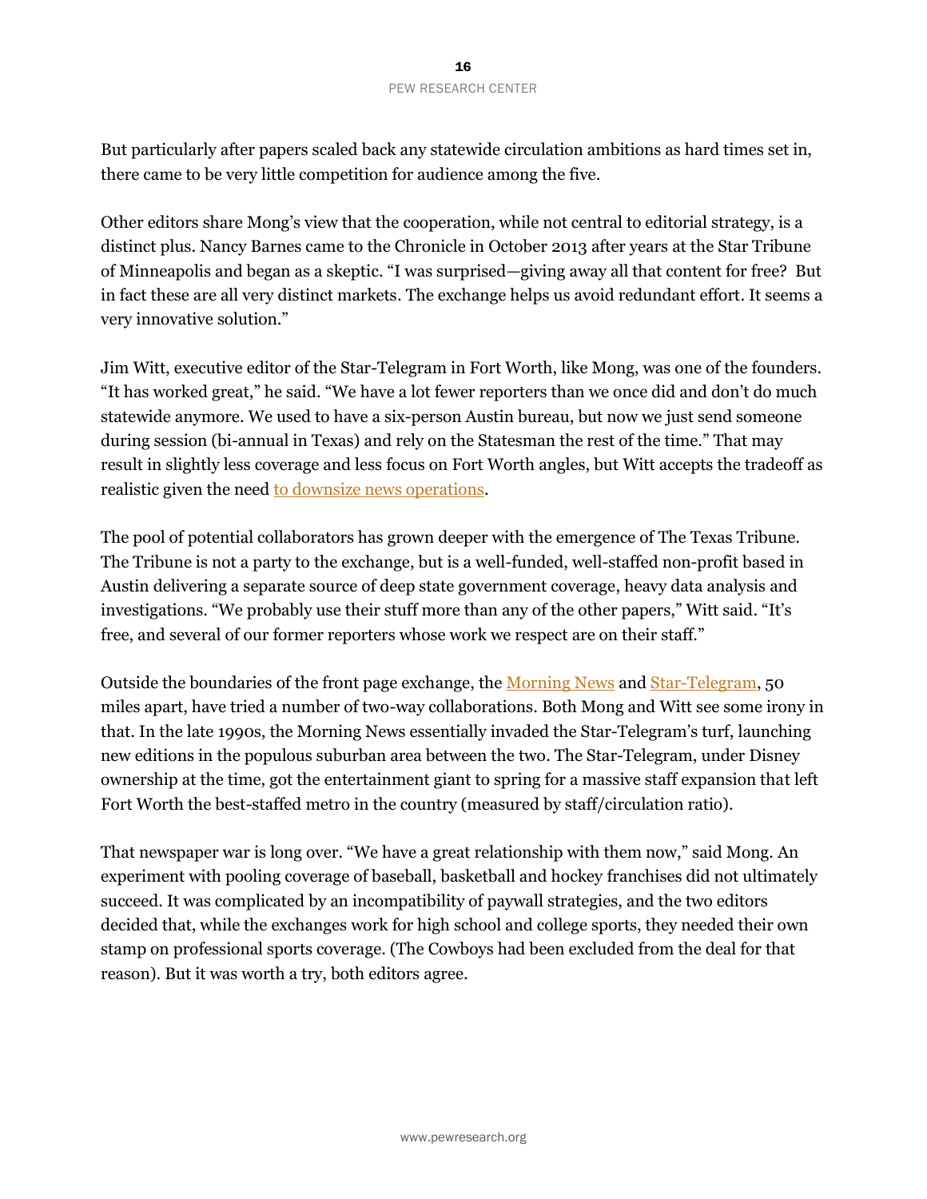But particularly after papers scaled back any statewide circulation ambitions as hard times set in, there came to be very little competition for audience among the five.

Other editors share Mong's view that the cooperation, while not central to editorial strategy, is a distinct plus. Nancy Barnes came to the Chronicle in October 2013 after years at the Star Tribune of Minneapolis and began as a skeptic. "I was surprised—giving away all that content for free? But in fact these are all very distinct markets. The exchange helps us avoid redundant effort. It seems a very innovative solution."

Jim Witt, executive editor of the Star-Telegram in Fort Worth, like Mong, was one of the founders. "It has worked great," he said. "We have a lot fewer reporters than we once did and don't do much statewide anymore. We used to have a six-person Austin bureau, but now we just send someone during session (bi-annual in Texas) and rely on the Statesman the rest of the time." That may result in slightly less coverage and less focus on Fort Worth angles, but Witt accepts the tradeoff as realistic given the need to downsize news operations.

The pool of potential collaborators has grown deeper with the emergence of The Texas Tribune. The Tribune is not a party to the exchange, but is a well-funded, well-staffed non-profit based in Austin delivering a separate source of deep state government coverage, heavy data analysis and investigations. "We probably use their stuff more than any of the other papers," Witt said. "It's free, and several of our former reporters whose work we respect are on their staff."

Outside the boundaries of the front page exchange, the Morning News and Star-Telegram, 50 miles apart, have tried a number of two-way collaborations. Both Mong and Witt see some irony in that. In the late 1990s, the Morning News essentially invaded the Star-Telegram's turf, launching new editions in the populous suburban area between the two. The Star-Telegram, under Disney ownership at the time, got the entertainment giant to spring for a massive staff expansion that left Fort Worth the best-staffed metro in the country (measured by staff/circulation ratio).

That newspaper war is long over. "We have a great relationship with them now," said Mong. An experiment with pooling coverage of baseball, basketball and hockey franchises did not ultimately succeed. It was complicated by an incompatibility of paywall strategies, and the two editors decided that, while the exchanges work for high school and college sports, they needed their own stamp on professional sports coverage. (The Cowboys had been excluded from the deal for that reason). But it was worth a try, both editors agree.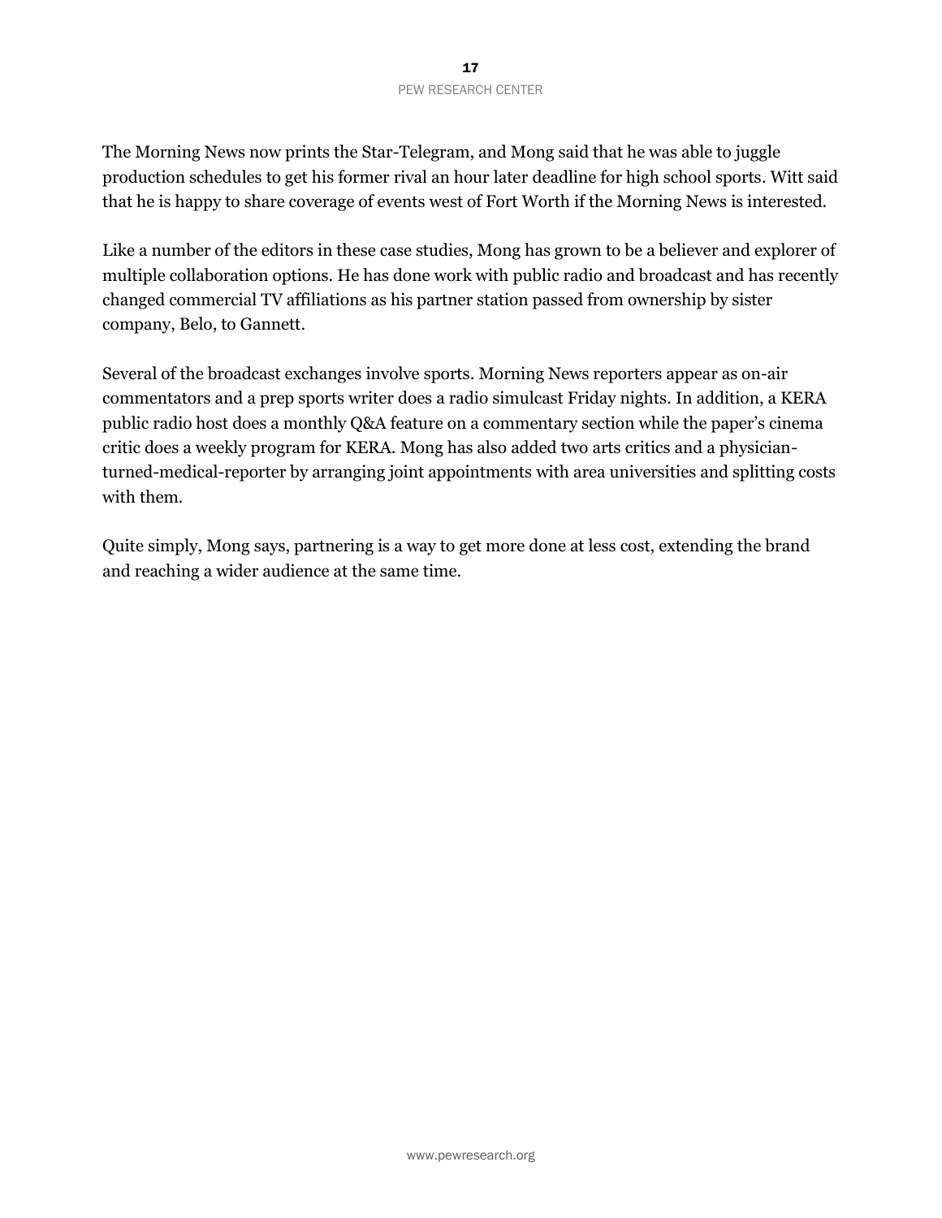The Morning News now prints the Star-Telegram, and Mong said that he was able to juggle production schedules to get his former rival an hour later deadline for high school sports. Witt said that he is happy to share coverage of events west of Fort Worth if the Morning News is interested.

Like a number of the editors in these case studies, Mong has grown to be a believer and explorer of multiple collaboration options. He has done work with public radio and broadcast and has recently changed commercial TV affiliations as his partner station passed from ownership by sister company, Belo, to Gannett.

Several of the broadcast exchanges involve sports. Morning News reporters appear as on-air commentators and a prep sports writer does a radio simulcast Friday nights. In addition, a KERA public radio host does a monthly Q&A feature on a commentary section while the paper's cinema critic does a weekly program for KERA. Mong has also added two arts critics and a physician-turned-medical-reporter by arranging joint appointments with area universities and splitting costs with them.

Quite simply, Mong says, partnering is a way to get more done at less cost, extending the brand and reaching a wider audience at the same time.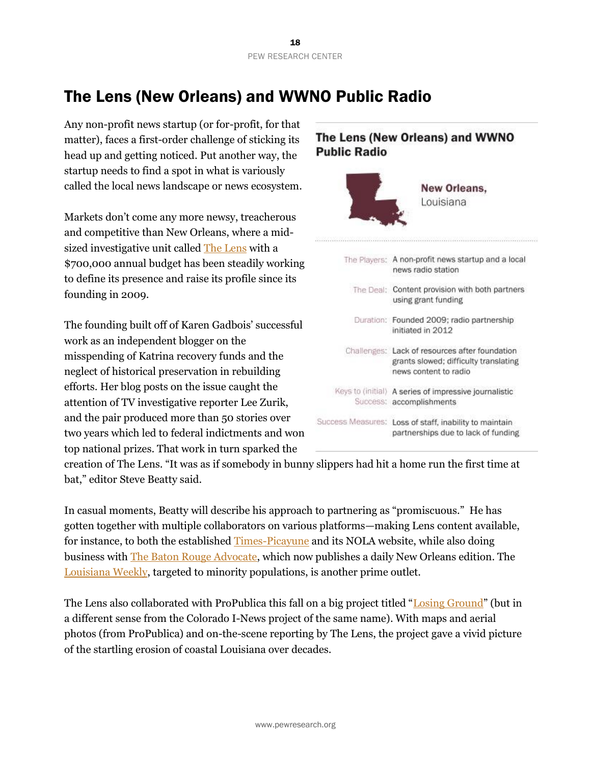# The Lens (New Orleans) and WWNO Public Radio

Any non-profit news startup (or for-profit, for that matter), faces a first-order challenge of sticking its head up and getting noticed. Put another way, the startup needs to find a spot in what is variously called the local news landscape or news ecosystem.

Markets don't come any more newsy, treacherous and competitive than New Orleans, where a mid-sized investigative unit called The Lens with a $700,000 annual budget has been steadily working to define its presence and raise its profile since its founding in 2009.

The founding built off of Karen Gadbois' successful work as an independent blogger on the misspending of Katrina recovery funds and the neglect of historical preservation in rebuilding efforts. Her blog posts on the issue caught the attention of TV investigative reporter Lee Zurik, and the pair produced more than 50 stories over two years which led to federal indictments and won top national prizes. That work in turn sparked the creation of The Lens. "It was as if somebody in bunny slippers had hit a home run the first time at bat," editor Steve Beatty said.

**The Lens (New Orleans) and WWNO Public Radio**

**New Orleans,** Louisiana

| | |
|---|---|
| The Players: | A non-profit news startup and a local news radio station |
| The Deal: | Content provision with both partners using grant funding |
| Duration: | Founded 2009; radio partnership initiated in 2012 |
| Challenges: | Lack of resources after foundation grants slowed; difficulty translating news content to radio |
| Keys to (initial) Success: | A series of impressive journalistic accomplishments |
| Success Measures: | Loss of staff, inability to maintain partnerships due to lack of funding |

In casual moments, Beatty will describe his approach to partnering as "promiscuous." He has gotten together with multiple collaborators on various platforms—making Lens content available, for instance, to both the established Times-Picayune and its NOLA website, while also doing business with The Baton Rouge Advocate, which now publishes a daily New Orleans edition. The Louisiana Weekly, targeted to minority populations, is another prime outlet.

The Lens also collaborated with ProPublica this fall on a big project titled "Losing Ground" (but in a different sense from the Colorado I-News project of the same name). With maps and aerial photos (from ProPublica) and on-the-scene reporting by The Lens, the project gave a vivid picture of the startling erosion of coastal Louisiana over decades.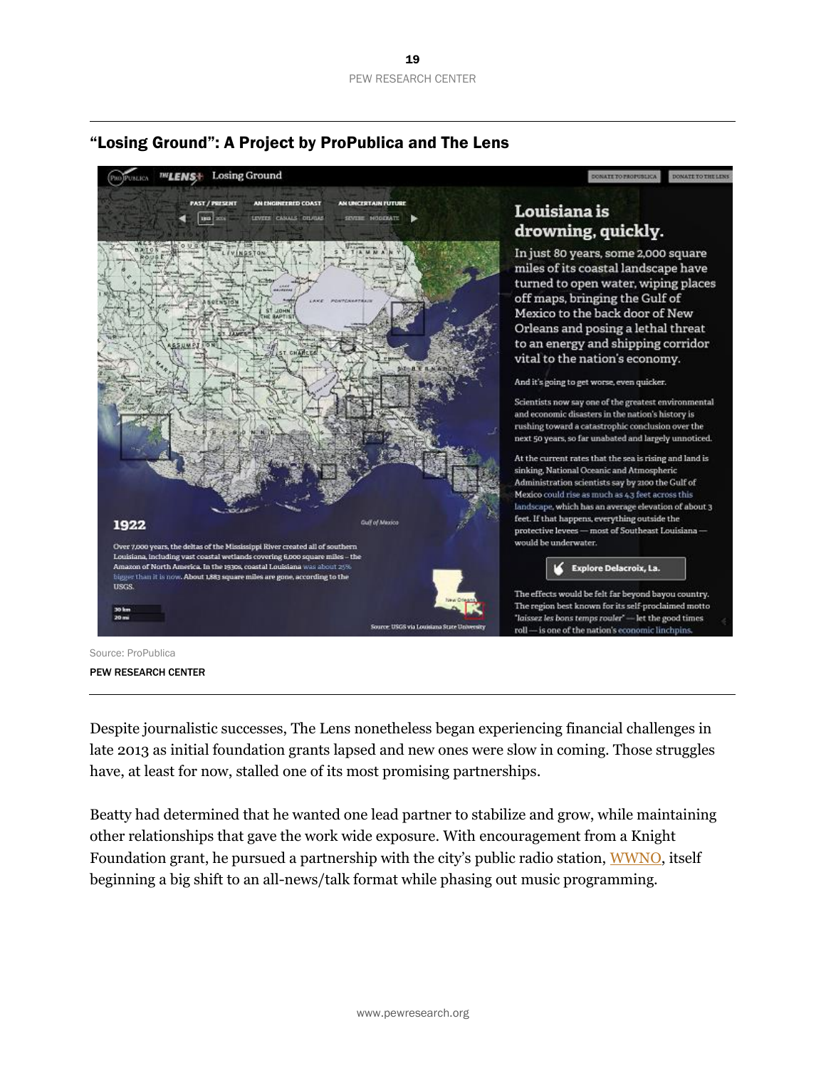## "Losing Ground": A Project by ProPublica and The Lens

Source: ProPublica

PEW RESEARCH CENTER

Despite journalistic successes, The Lens nonetheless began experiencing financial challenges in late 2013 as initial foundation grants lapsed and new ones were slow in coming. Those struggles have, at least for now, stalled one of its most promising partnerships.

Beatty had determined that he wanted one lead partner to stabilize and grow, while maintaining other relationships that gave the work wide exposure. With encouragement from a Knight Foundation grant, he pursued a partnership with the city's public radio station, WWNO, itself beginning a big shift to an all-news/talk format while phasing out music programming.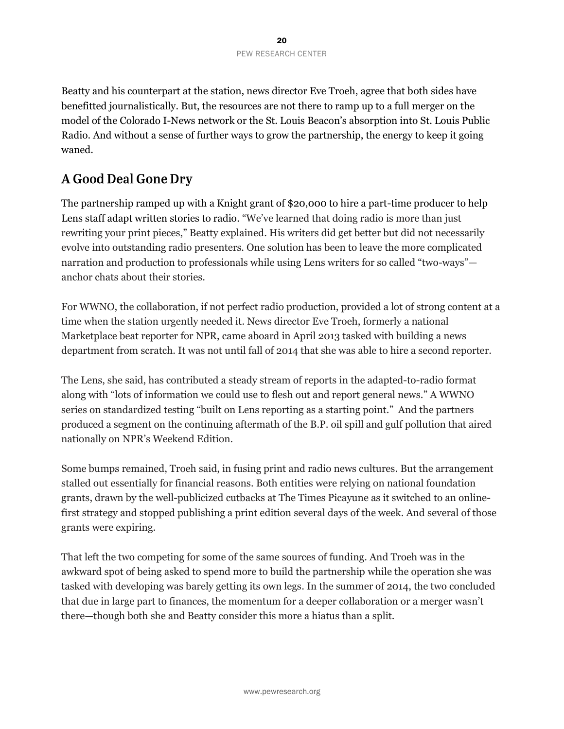Beatty and his counterpart at the station, news director Eve Troeh, agree that both sides have benefitted journalistically. But, the resources are not there to ramp up to a full merger on the model of the Colorado I-News network or the St. Louis Beacon's absorption into St. Louis Public Radio. And without a sense of further ways to grow the partnership, the energy to keep it going waned.

## A Good Deal Gone Dry

The partnership ramped up with a Knight grant of $20,000 to hire a part-time producer to help Lens staff adapt written stories to radio. "We've learned that doing radio is more than just rewriting your print pieces," Beatty explained. His writers did get better but did not necessarily evolve into outstanding radio presenters. One solution has been to leave the more complicated narration and production to professionals while using Lens writers for so called "two-ways"—anchor chats about their stories.

For WWNO, the collaboration, if not perfect radio production, provided a lot of strong content at a time when the station urgently needed it. News director Eve Troeh, formerly a national Marketplace beat reporter for NPR, came aboard in April 2013 tasked with building a news department from scratch. It was not until fall of 2014 that she was able to hire a second reporter.

The Lens, she said, has contributed a steady stream of reports in the adapted-to-radio format along with "lots of information we could use to flesh out and report general news." A WWNO series on standardized testing "built on Lens reporting as a starting point." And the partners produced a segment on the continuing aftermath of the B.P. oil spill and gulf pollution that aired nationally on NPR's Weekend Edition.

Some bumps remained, Troeh said, in fusing print and radio news cultures. But the arrangement stalled out essentially for financial reasons. Both entities were relying on national foundation grants, drawn by the well-publicized cutbacks at The Times Picayune as it switched to an online-first strategy and stopped publishing a print edition several days of the week. And several of those grants were expiring.

That left the two competing for some of the same sources of funding. And Troeh was in the awkward spot of being asked to spend more to build the partnership while the operation she was tasked with developing was barely getting its own legs. In the summer of 2014, the two concluded that due in large part to finances, the momentum for a deeper collaboration or a merger wasn't there—though both she and Beatty consider this more a hiatus than a split.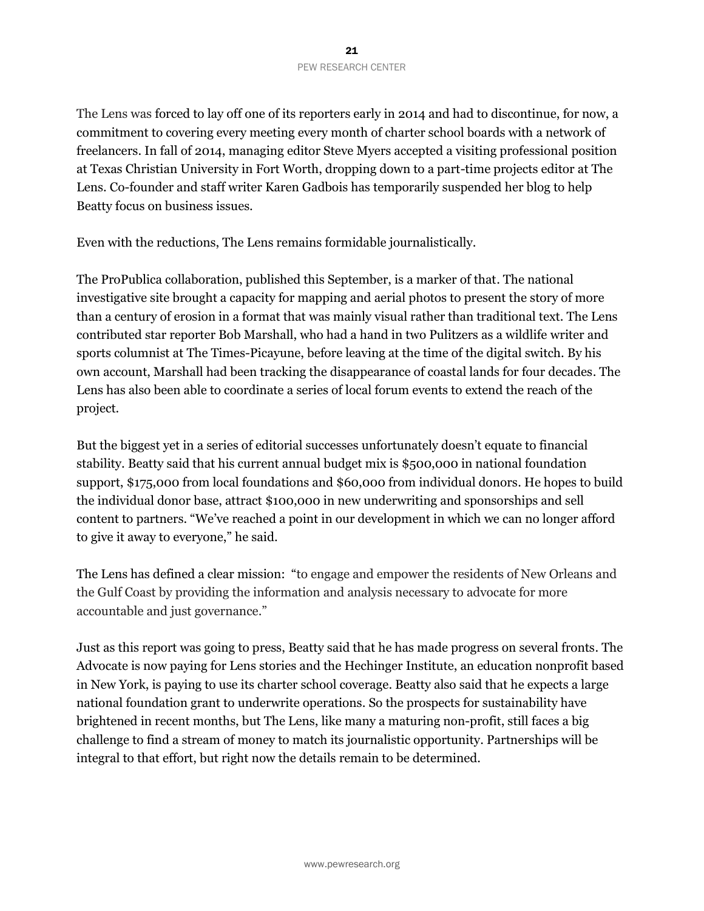The Lens was forced to lay off one of its reporters early in 2014 and had to discontinue, for now, a commitment to covering every meeting every month of charter school boards with a network of freelancers. In fall of 2014, managing editor Steve Myers accepted a visiting professional position at Texas Christian University in Fort Worth, dropping down to a part-time projects editor at The Lens. Co-founder and staff writer Karen Gadbois has temporarily suspended her blog to help Beatty focus on business issues.

Even with the reductions, The Lens remains formidable journalistically.

The ProPublica collaboration, published this September, is a marker of that. The national investigative site brought a capacity for mapping and aerial photos to present the story of more than a century of erosion in a format that was mainly visual rather than traditional text. The Lens contributed star reporter Bob Marshall, who had a hand in two Pulitzers as a wildlife writer and sports columnist at The Times-Picayune, before leaving at the time of the digital switch. By his own account, Marshall had been tracking the disappearance of coastal lands for four decades. The Lens has also been able to coordinate a series of local forum events to extend the reach of the project.

But the biggest yet in a series of editorial successes unfortunately doesn't equate to financial stability. Beatty said that his current annual budget mix is $500,000 in national foundation support, $175,000 from local foundations and $60,000 from individual donors. He hopes to build the individual donor base, attract $100,000 in new underwriting and sponsorships and sell content to partners. "We've reached a point in our development in which we can no longer afford to give it away to everyone," he said.

The Lens has defined a clear mission: "to engage and empower the residents of New Orleans and the Gulf Coast by providing the information and analysis necessary to advocate for more accountable and just governance."

Just as this report was going to press, Beatty said that he has made progress on several fronts. The Advocate is now paying for Lens stories and the Hechinger Institute, an education nonprofit based in New York, is paying to use its charter school coverage. Beatty also said that he expects a large national foundation grant to underwrite operations. So the prospects for sustainability have brightened in recent months, but The Lens, like many a maturing non-profit, still faces a big challenge to find a stream of money to match its journalistic opportunity. Partnerships will be integral to that effort, but right now the details remain to be determined.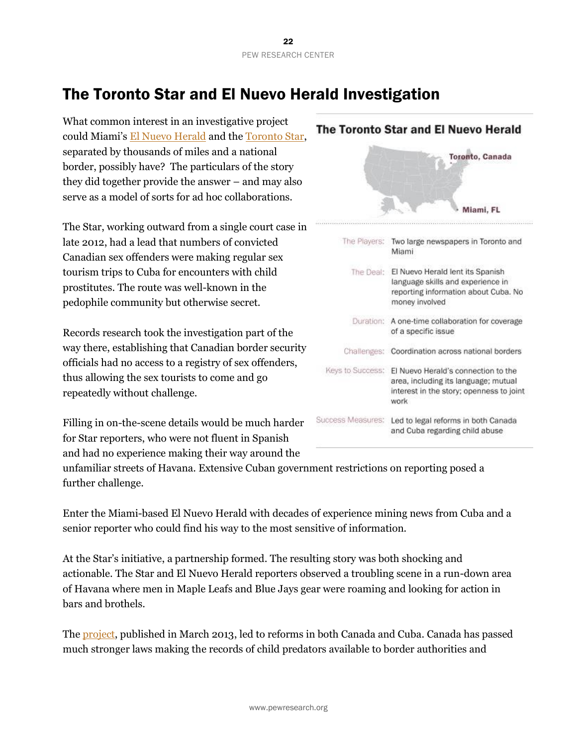# The Toronto Star and El Nuevo Herald Investigation

What common interest in an investigative project could Miami's El Nuevo Herald and the Toronto Star, separated by thousands of miles and a national border, possibly have? The particulars of the story they did together provide the answer – and may also serve as a model of sorts for ad hoc collaborations.

The Star, working outward from a single court case in late 2012, had a lead that numbers of convicted Canadian sex offenders were making regular sex tourism trips to Cuba for encounters with child prostitutes. The route was well-known in the pedophile community but otherwise secret.

Records research took the investigation part of the way there, establishing that Canadian border security officials had no access to a registry of sex offenders, thus allowing the sex tourists to come and go repeatedly without challenge.

Filling in on-the-scene details would be much harder for Star reporters, who were not fluent in Spanish and had no experience making their way around the unfamiliar streets of Havana. Extensive Cuban government restrictions on reporting posed a further challenge.

Enter the Miami-based El Nuevo Herald with decades of experience mining news from Cuba and a senior reporter who could find his way to the most sensitive of information.

At the Star's initiative, a partnership formed. The resulting story was both shocking and actionable. The Star and El Nuevo Herald reporters observed a troubling scene in a run-down area of Havana where men in Maple Leafs and Blue Jays gear were roaming and looking for action in bars and brothels.

The project, published in March 2013, led to reforms in both Canada and Cuba. Canada has passed much stronger laws making the records of child predators available to border authorities and

## The Toronto Star and El Nuevo Herald

Toronto, Canada

Miami, FL

| | |
|---|---|
| The Players: | Two large newspapers in Toronto and Miami |
| The Deal: | El Nuevo Herald lent its Spanish language skills and experience in reporting information about Cuba. No money involved |
| Duration: | A one-time collaboration for coverage of a specific issue |
| Challenges: | Coordination across national borders |
| Keys to Success: | El Nuevo Herald's connection to the area, including its language; mutual interest in the story; openness to joint work |
| Success Measures: | Led to legal reforms in both Canada and Cuba regarding child abuse |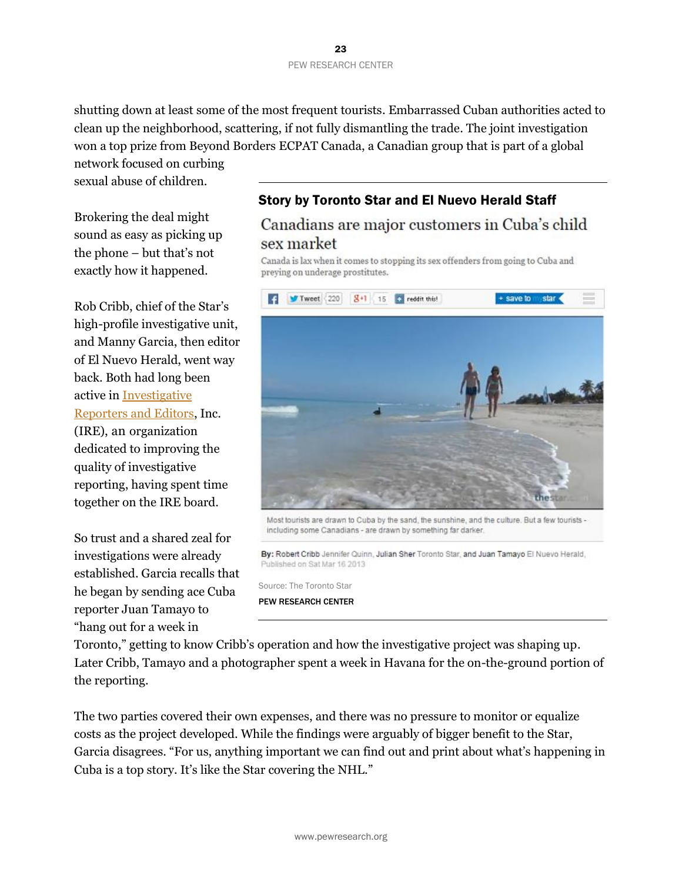shutting down at least some of the most frequent tourists. Embarrassed Cuban authorities acted to clean up the neighborhood, scattering, if not fully dismantling the trade. The joint investigation won a top prize from Beyond Borders ECPAT Canada, a Canadian group that is part of a global network focused on curbing sexual abuse of children.

Brokering the deal might sound as easy as picking up the phone – but that's not exactly how it happened.

Rob Cribb, chief of the Star's high-profile investigative unit, and Manny Garcia, then editor of El Nuevo Herald, went way back. Both had long been active in Investigative Reporters and Editors, Inc. (IRE), an organization dedicated to improving the quality of investigative reporting, having spent time together on the IRE board.

So trust and a shared zeal for investigations were already established. Garcia recalls that he began by sending ace Cuba reporter Juan Tamayo to "hang out for a week in Toronto," getting to know Cribb's operation and how the investigative project was shaping up. Later Cribb, Tamayo and a photographer spent a week in Havana for the on-the-ground portion of the reporting.

The two parties covered their own expenses, and there was no pressure to monitor or equalize costs as the project developed. While the findings were arguably of bigger benefit to the Star, Garcia disagrees. "For us, anything important we can find out and print about what's happening in Cuba is a top story. It's like the Star covering the NHL."

**Story by Toronto Star and El Nuevo Herald Staff**

Canadians are major customers in Cuba's child sex market

Canada is lax when it comes to stopping its sex offenders from going to Cuba and preying on underage prostitutes.

Most tourists are drawn to Cuba by the sand, the sunshine, and the culture. But a few tourists - including some Canadians - are drawn by something far darker.

By: Robert Cribb Jennifer Quinn, Julian Sher Toronto Star, and Juan Tamayo El Nuevo Herald, Published on Sat Mar 16 2013

Source: The Toronto Star

PEW RESEARCH CENTER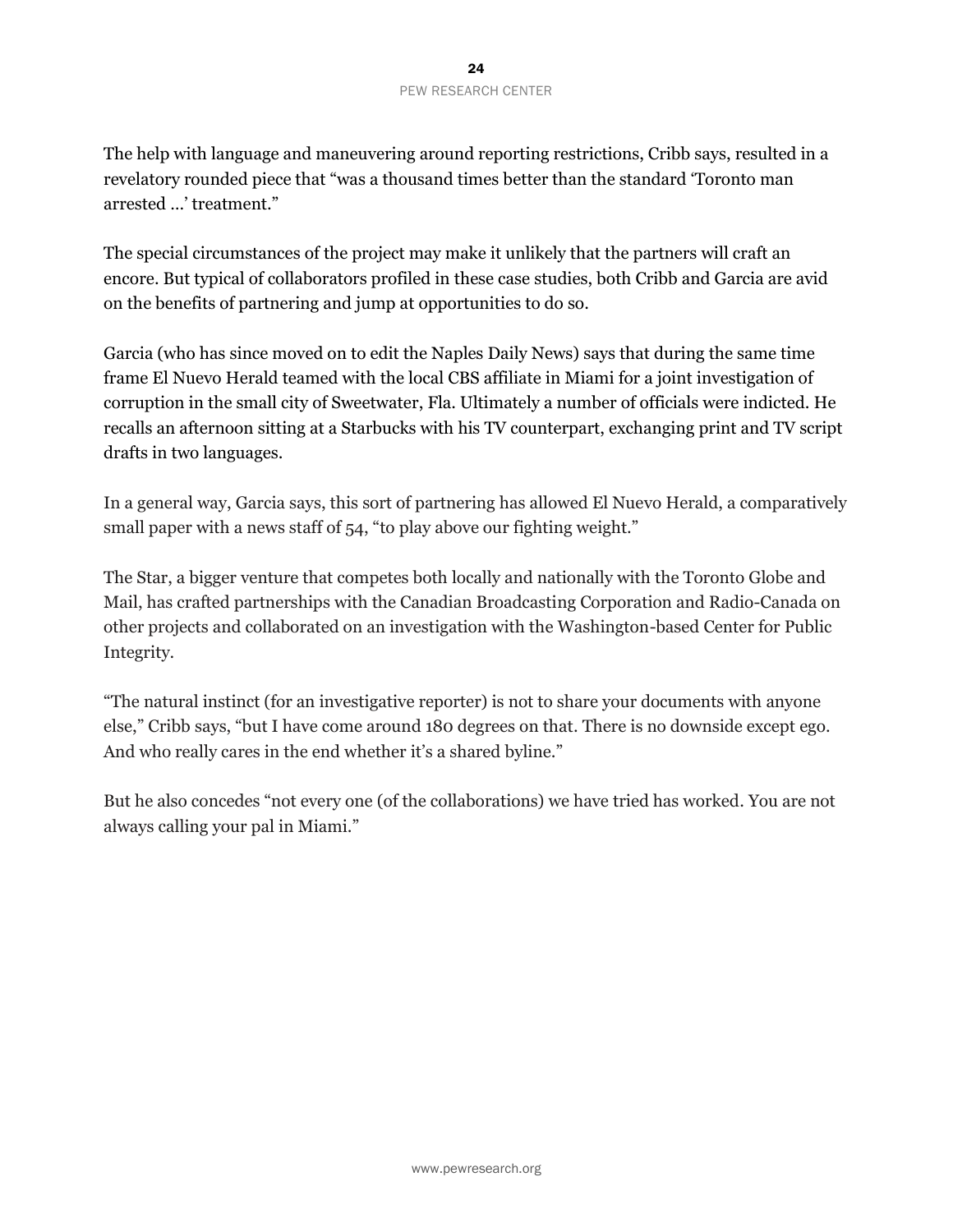The help with language and maneuvering around reporting restrictions, Cribb says, resulted in a revelatory rounded piece that "was a thousand times better than the standard 'Toronto man arrested …' treatment."

The special circumstances of the project may make it unlikely that the partners will craft an encore. But typical of collaborators profiled in these case studies, both Cribb and Garcia are avid on the benefits of partnering and jump at opportunities to do so.

Garcia (who has since moved on to edit the Naples Daily News) says that during the same time frame El Nuevo Herald teamed with the local CBS affiliate in Miami for a joint investigation of corruption in the small city of Sweetwater, Fla. Ultimately a number of officials were indicted. He recalls an afternoon sitting at a Starbucks with his TV counterpart, exchanging print and TV script drafts in two languages.

In a general way, Garcia says, this sort of partnering has allowed El Nuevo Herald, a comparatively small paper with a news staff of 54, "to play above our fighting weight."

The Star, a bigger venture that competes both locally and nationally with the Toronto Globe and Mail, has crafted partnerships with the Canadian Broadcasting Corporation and Radio-Canada on other projects and collaborated on an investigation with the Washington-based Center for Public Integrity.

"The natural instinct (for an investigative reporter) is not to share your documents with anyone else," Cribb says, "but I have come around 180 degrees on that. There is no downside except ego. And who really cares in the end whether it's a shared byline."

But he also concedes "not every one (of the collaborations) we have tried has worked. You are not always calling your pal in Miami."